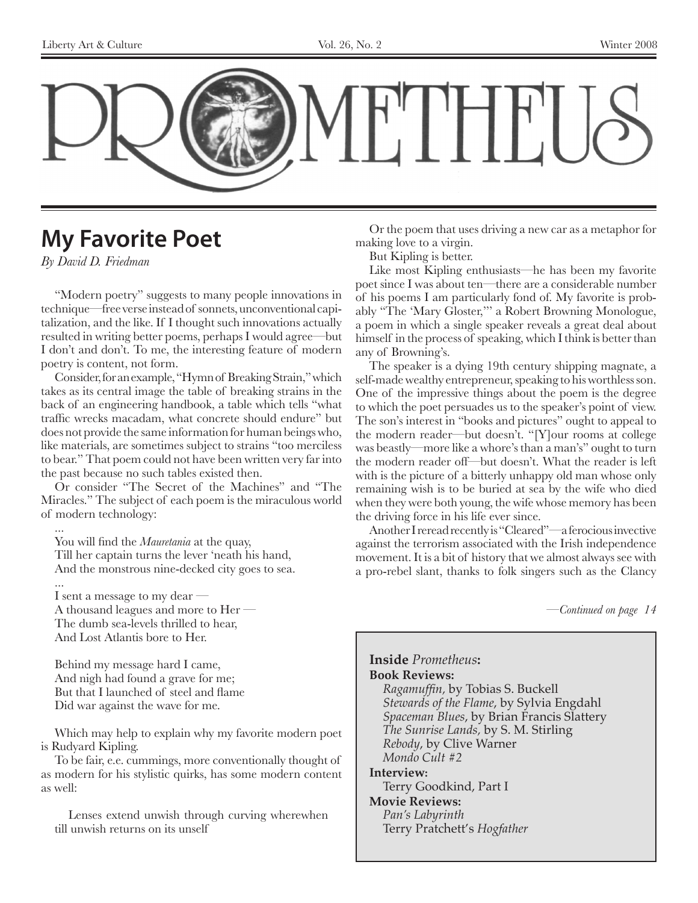# PROMETHEUS

## My Favorite Poet

*By David D. Friedman*

"Modern poetry" suggests to many people innovations in technique—free verse instead of sonnets, unconventional capitalization, and the like. If I thought such innovations actually resulted in writing better poems, perhaps I would agree—but I don't and don't. To me, the interesting feature of modern poetry is content, not form.

Consider, for an example, "Hymn of Breaking Strain," which takes as its central image the table of breaking strains in the back of an engineering handbook, a table which tells "what traffic wrecks macadam, what concrete should endure" but does not provide the same information for human beings who, like materials, are sometimes subject to strains "too merciless to bear." That poem could not have been written very far into the past because no such tables existed then.

Or consider "The Secret of the Machines" and "The Miracles." The subject of each poem is the miraculous world of modern technology:

> ...
> You will find the *Mauretania* at the quay,
> Till her captain turns the lever 'neath his hand,
> And the monstrous nine-decked city goes to sea.
> ...
> I sent a message to my dear —
> A thousand leagues and more to Her —
> The dumb sea-levels thrilled to hear,
> And Lost Atlantis bore to Her.
>
> Behind my message hard I came,
> And nigh had found a grave for me;
> But that I launched of steel and flame
> Did war against the wave for me.

Which may help to explain why my favorite modern poet is Rudyard Kipling.

To be fair, e.e. cummings, more conventionally thought of as modern for his stylistic quirks, has some modern content as well:

> Lenses extend unwish through curving wherewhen
> till unwish returns on its unself

Or the poem that uses driving a new car as a metaphor for making love to a virgin.

But Kipling is better.

Like most Kipling enthusiasts—he has been my favorite poet since I was about ten—there are a considerable number of his poems I am particularly fond of. My favorite is probably "The 'Mary Gloster,'" a Robert Browning Monologue, a poem in which a single speaker reveals a great deal about himself in the process of speaking, which I think is better than any of Browning's.

The speaker is a dying 19th century shipping magnate, a self-made wealthy entrepreneur, speaking to his worthless son. One of the impressive things about the poem is the degree to which the poet persuades us to the speaker's point of view. The son's interest in "books and pictures" ought to appeal to the modern reader—but doesn't. "[Y]our rooms at college was beastly—more like a whore's than a man's" ought to turn the modern reader off—but doesn't. What the reader is left with is the picture of a bitterly unhappy old man whose only remaining wish is to be buried at sea by the wife who died when they were both young, the wife whose memory has been the driving force in his life ever since.

Another I reread recently is "Cleared"—a ferocious invective against the terrorism associated with the Irish independence movement. It is a bit of history that we almost always see with a pro-rebel slant, thanks to folk singers such as the Clancy

*—Continued on page 14*

---

**Inside** ***Prometheus*****:**

**Book Reviews:**
*Ragamuffin*, by Tobias S. Buckell
*Stewards of the Flame*, by Sylvia Engdahl
*Spaceman Blues*, by Brian Francis Slattery
*The Sunrise Lands,* by S. M. Stirling
*Rebody*, by Clive Warner
*Mondo Cult #2*

**Interview:**
Terry Goodkind, Part I

**Movie Reviews:**
*Pan's Labyrinth*
Terry Pratchett's *Hogfather*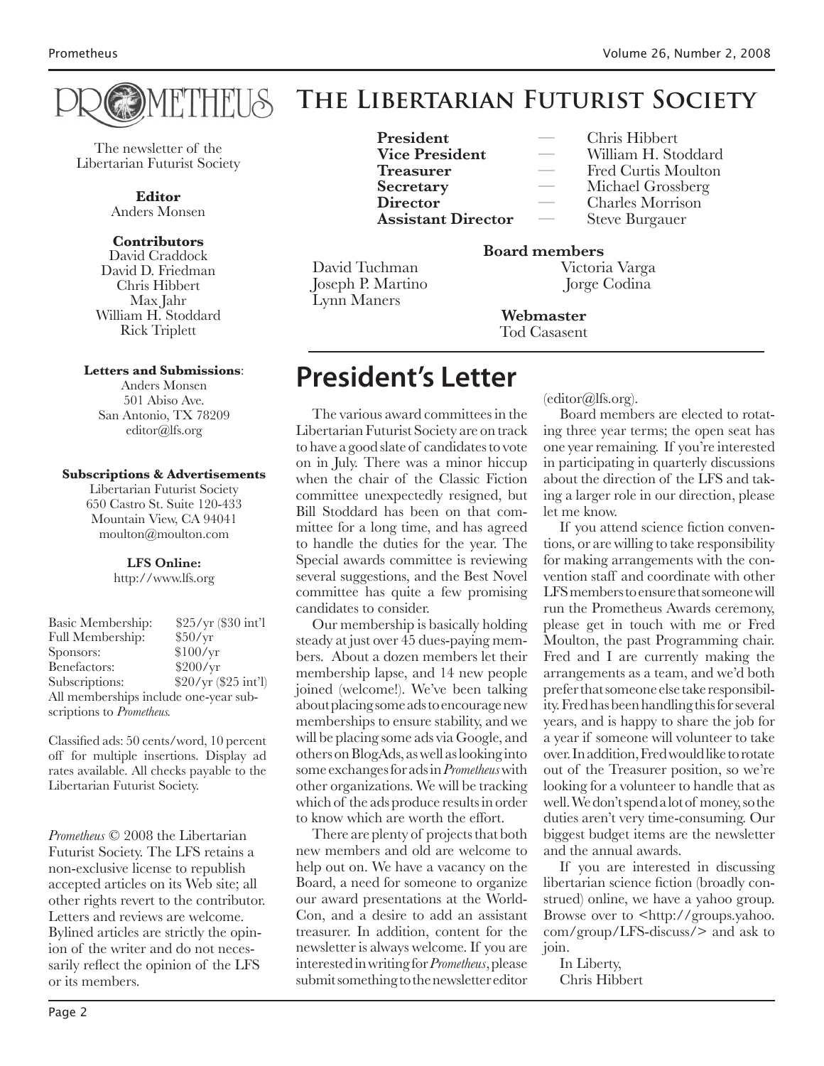# PROMETHEUS

The newsletter of the Libertarian Futurist Society

**Editor**
Anders Monsen

**Contributors**
David Craddock
David D. Friedman
Chris Hibbert
Max Jahr
William H. Stoddard
Rick Triplett

**Letters and Submissions**:
Anders Monsen
501 Abiso Ave.
San Antonio, TX 78209
editor@lfs.org

**Subscriptions & Advertisements**
Libertarian Futurist Society
650 Castro St. Suite 120-433
Mountain View, CA 94041
moulton@moulton.com

**LFS Online:**
http://www.lfs.org

| | |
|---|---|
| Basic Membership: | $25/yr ($30 int'l |
| Full Membership: | $50/yr |
| Sponsors: | $100/yr |
| Benefactors: | $200/yr |
| Subscriptions: | $20/yr ($25 int'l) |

All memberships include one-year subscriptions to *Prometheus.*

Classified ads: 50 cents/word, 10 percent off for multiple insertions. Display ad rates available. All checks payable to the Libertarian Futurist Society.

*Prometheus* © 2008 the Libertarian Futurist Society. The LFS retains a non-exclusive license to republish accepted articles on its Web site; all other rights revert to the contributor. Letters and reviews are welcome. Bylined articles are strictly the opinion of the writer and do not necessarily reflect the opinion of the LFS or its members.

# The Libertarian Futurist Society

**President** — Chris Hibbert
**Vice President** — William H. Stoddard
**Treasurer** — Fred Curtis Moulton
**Secretary** — Michael Grossberg
**Director** — Charles Morrison
**Assistant Director** — Steve Burgauer

**Board members**
David Tuchman
Joseph P. Martino
Lynn Maners
Victoria Varga
Jorge Codina

**Webmaster**
Tod Casasent

## President's Letter

The various award committees in the Libertarian Futurist Society are on track to have a good slate of candidates to vote on in July. There was a minor hiccup when the chair of the Classic Fiction committee unexpectedly resigned, but Bill Stoddard has been on that committee for a long time, and has agreed to handle the duties for the year. The Special awards committee is reviewing several suggestions, and the Best Novel committee has quite a few promising candidates to consider.

Our membership is basically holding steady at just over 45 dues-paying members. About a dozen members let their membership lapse, and 14 new people joined (welcome!). We've been talking about placing some ads to encourage new memberships to ensure stability, and we will be placing some ads via Google, and others on BlogAds, as well as looking into some exchanges for ads in *Prometheus* with other organizations. We will be tracking which of the ads produce results in order to know which are worth the effort.

There are plenty of projects that both new members and old are welcome to help out on. We have a vacancy on the Board, a need for someone to organize our award presentations at the WorldCon, and a desire to add an assistant treasurer. In addition, content for the newsletter is always welcome. If you are interested in writing for *Prometheus*, please submit something to the newsletter editor (editor@lfs.org).

Board members are elected to rotating three year terms; the open seat has one year remaining. If you're interested in participating in quarterly discussions about the direction of the LFS and taking a larger role in our direction, please let me know.

If you attend science fiction conventions, or are willing to take responsibility for making arrangements with the convention staff and coordinate with other LFS members to ensure that someone will run the Prometheus Awards ceremony, please get in touch with me or Fred Moulton, the past Programming chair. Fred and I are currently making the arrangements as a team, and we'd both prefer that someone else take responsibility. Fred has been handling this for several years, and is happy to share the job for a year if someone will volunteer to take over. In addition, Fred would like to rotate out of the Treasurer position, so we're looking for a volunteer to handle that as well. We don't spend a lot of money, so the duties aren't very time-consuming. Our biggest budget items are the newsletter and the annual awards.

If you are interested in discussing libertarian science fiction (broadly construed) online, we have a yahoo group. Browse over to <http://groups.yahoo.com/group/LFS-discuss/> and ask to join.

In Liberty,
Chris Hibbert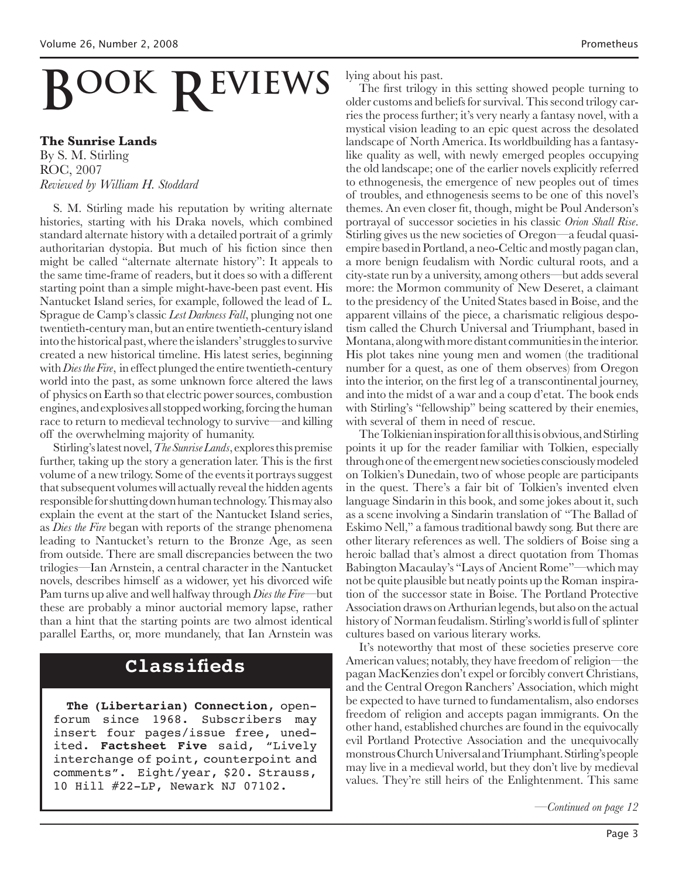# Book Reviews

**The Sunrise Lands**
By S. M. Stirling
ROC, 2007
*Reviewed by William H. Stoddard*

S. M. Stirling made his reputation by writing alternate histories, starting with his Draka novels, which combined standard alternate history with a detailed portrait of a grimly authoritarian dystopia. But much of his fiction since then might be called "alternate alternate history": It appeals to the same time-frame of readers, but it does so with a different starting point than a simple might-have-been past event. His Nantucket Island series, for example, followed the lead of L. Sprague de Camp's classic *Lest Darkness Fall*, plunging not one twentieth-century man, but an entire twentieth-century island into the historical past, where the islanders' struggles to survive created a new historical timeline. His latest series, beginning with *Dies the Fire*, in effect plunged the entire twentieth-century world into the past, as some unknown force altered the laws of physics on Earth so that electric power sources, combustion engines, and explosives all stopped working, forcing the human race to return to medieval technology to survive—and killing off the overwhelming majority of humanity.

Stirling's latest novel, *The Sunrise Lands*, explores this premise further, taking up the story a generation later. This is the first volume of a new trilogy. Some of the events it portrays suggest that subsequent volumes will actually reveal the hidden agents responsible for shutting down human technology. This may also explain the event at the start of the Nantucket Island series, as *Dies the Fire* began with reports of the strange phenomena leading to Nantucket's return to the Bronze Age, as seen from outside. There are small discrepancies between the two trilogies—Ian Arnstein, a central character in the Nantucket novels, describes himself as a widower, yet his divorced wife Pam turns up alive and well halfway through *Dies the Fire*—but these are probably a minor auctorial memory lapse, rather than a hint that the starting points are two almost identical parallel Earths, or, more mundanely, that Ian Arnstein was lying about his past.

The first trilogy in this setting showed people turning to older customs and beliefs for survival. This second trilogy carries the process further; it's very nearly a fantasy novel, with a mystical vision leading to an epic quest across the desolated landscape of North America. Its worldbuilding has a fantasy-like quality as well, with newly emerged peoples occupying the old landscape; one of the earlier novels explicitly referred to ethnogenesis, the emergence of new peoples out of times of troubles, and ethnogenesis seems to be one of this novel's themes. An even closer fit, though, might be Poul Anderson's portrayal of successor societies in his classic *Orion Shall Rise*. Stirling gives us the new societies of Oregon—a feudal quasi-empire based in Portland, a neo-Celtic and mostly pagan clan, a more benign feudalism with Nordic cultural roots, and a city-state run by a university, among others—but adds several more: the Mormon community of New Deseret, a claimant to the presidency of the United States based in Boise, and the apparent villains of the piece, a charismatic religious despotism called the Church Universal and Triumphant, based in Montana, along with more distant communities in the interior. His plot takes nine young men and women (the traditional number for a quest, as one of them observes) from Oregon into the interior, on the first leg of a transcontinental journey, and into the midst of a war and a coup d'etat. The book ends with Stirling's "fellowship" being scattered by their enemies, with several of them in need of rescue.

The Tolkienian inspiration for all this is obvious, and Stirling points it up for the reader familiar with Tolkien, especially through one of the emergent new societies consciously modeled on Tolkien's Dunedain, two of whose people are participants in the quest. There's a fair bit of Tolkien's invented elven language Sindarin in this book, and some jokes about it, such as a scene involving a Sindarin translation of "The Ballad of Eskimo Nell," a famous traditional bawdy song. But there are other literary references as well. The soldiers of Boise sing a heroic ballad that's almost a direct quotation from Thomas Babington Macaulay's "Lays of Ancient Rome"—which may not be quite plausible but neatly points up the Roman inspiration of the successor state in Boise. The Portland Protective Association draws on Arthurian legends, but also on the actual history of Norman feudalism. Stirling's world is full of splinter cultures based on various literary works.

It's noteworthy that most of these societies preserve core American values; notably, they have freedom of religion—the pagan MacKenzies don't expel or forcibly convert Christians, and the Central Oregon Ranchers' Association, which might be expected to have turned to fundamentalism, also endorses freedom of religion and accepts pagan immigrants. On the other hand, established churches are found in the equivocally evil Portland Protective Association and the unequivocally monstrous Church Universal and Triumphant. Stirling's people may live in a medieval world, but they don't live by medieval values. They're still heirs of the Enlightenment. This same

*—Continued on page 12*

## Classifieds

**The (Libertarian) Connection,** open-forum since 1968. Subscribers may insert four pages/issue free, unedited. **Factsheet Five** said, "Lively interchange of point, counterpoint and comments". Eight/year, $20. Strauss, 10 Hill #22-LP, Newark NJ 07102.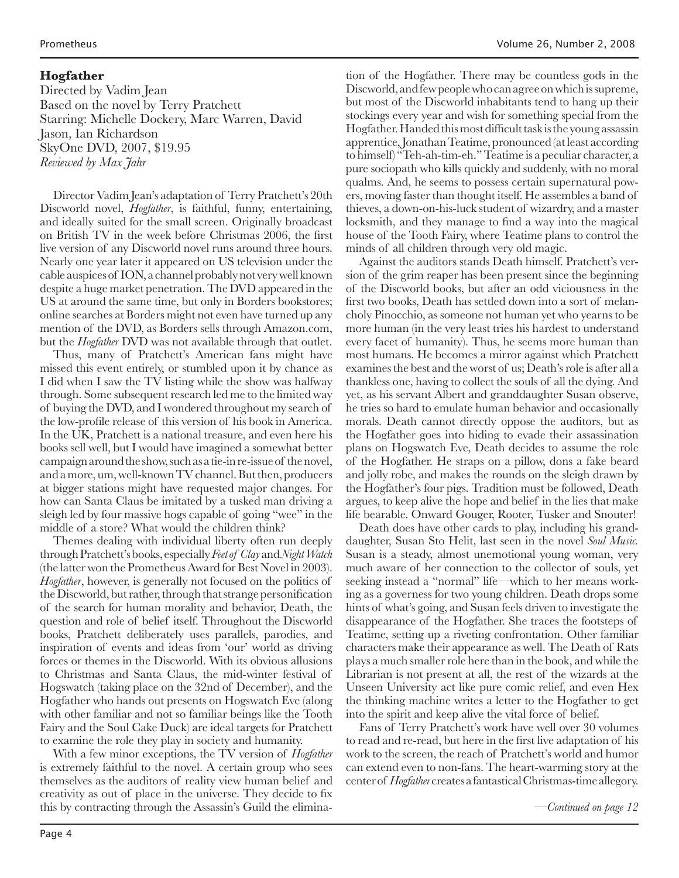## Hogfather

Directed by Vadim Jean
Based on the novel by Terry Pratchett
Starring: Michelle Dockery, Marc Warren, David Jason, Ian Richardson
SkyOne DVD, 2007, $19.95
*Reviewed by Max Jahr*

Director Vadim Jean's adaptation of Terry Pratchett's 20th Discworld novel, *Hogfather*, is faithful, funny, entertaining, and ideally suited for the small screen. Originally broadcast on British TV in the week before Christmas 2006, the first live version of any Discworld novel runs around three hours. Nearly one year later it appeared on US television under the cable auspices of ION, a channel probably not very well known despite a huge market penetration. The DVD appeared in the US at around the same time, but only in Borders bookstores; online searches at Borders might not even have turned up any mention of the DVD, as Borders sells through Amazon.com, but the *Hogfather* DVD was not available through that outlet.

Thus, many of Pratchett's American fans might have missed this event entirely, or stumbled upon it by chance as I did when I saw the TV listing while the show was halfway through. Some subsequent research led me to the limited way of buying the DVD, and I wondered throughout my search of the low-profile release of this version of his book in America. In the UK, Pratchett is a national treasure, and even here his books sell well, but I would have imagined a somewhat better campaign around the show, such as a tie-in re-issue of the novel, and a more, um, well-known TV channel. But then, producers at bigger stations might have requested major changes. For how can Santa Claus be imitated by a tusked man driving a sleigh led by four massive hogs capable of going "wee" in the middle of a store? What would the children think?

Themes dealing with individual liberty often run deeply through Pratchett's books, especially *Feet of Clay* and *Night Watch* (the latter won the Prometheus Award for Best Novel in 2003). *Hogfather*, however, is generally not focused on the politics of the Discworld, but rather, through that strange personification of the search for human morality and behavior, Death, the question and role of belief itself. Throughout the Discworld books, Pratchett deliberately uses parallels, parodies, and inspiration of events and ideas from 'our' world as driving forces or themes in the Discworld. With its obvious allusions to Christmas and Santa Claus, the mid-winter festival of Hogswatch (taking place on the 32nd of December), and the Hogfather who hands out presents on Hogswatch Eve (along with other familiar and not so familiar beings like the Tooth Fairy and the Soul Cake Duck) are ideal targets for Pratchett to examine the role they play in society and humanity.

With a few minor exceptions, the TV version of *Hogfather* is extremely faithful to the novel. A certain group who sees themselves as the auditors of reality view human belief and creativity as out of place in the universe. They decide to fix this by contracting through the Assassin's Guild the elimination of the Hogfather. There may be countless gods in the Discworld, and few people who can agree on which is supreme, but most of the Discworld inhabitants tend to hang up their stockings every year and wish for something special from the Hogfather. Handed this most difficult task is the young assassin apprentice, Jonathan Teatime, pronounced (at least according to himself) "Teh-ah-tim-eh." Teatime is a peculiar character, a pure sociopath who kills quickly and suddenly, with no moral qualms. And, he seems to possess certain supernatural powers, moving faster than thought itself. He assembles a band of thieves, a down-on-his-luck student of wizardry, and a master locksmith, and they manage to find a way into the magical house of the Tooth Fairy, where Teatime plans to control the minds of all children through very old magic.

Against the auditors stands Death himself. Pratchett's version of the grim reaper has been present since the beginning of the Discworld books, but after an odd viciousness in the first two books, Death has settled down into a sort of melancholy Pinocchio, as someone not human yet who yearns to be more human (in the very least tries his hardest to understand every facet of humanity). Thus, he seems more human than most humans. He becomes a mirror against which Pratchett examines the best and the worst of us; Death's role is after all a thankless one, having to collect the souls of all the dying. And yet, as his servant Albert and granddaughter Susan observe, he tries so hard to emulate human behavior and occasionally morals. Death cannot directly oppose the auditors, but as the Hogfather goes into hiding to evade their assassination plans on Hogswatch Eve, Death decides to assume the role of the Hogfather. He straps on a pillow, dons a fake beard and jolly robe, and makes the rounds on the sleigh drawn by the Hogfather's four pigs. Tradition must be followed, Death argues, to keep alive the hope and belief in the lies that make life bearable. Onward Gouger, Rooter, Tusker and Snouter!

Death does have other cards to play, including his granddaughter, Susan Sto Helit, last seen in the novel *Soul Music*. Susan is a steady, almost unemotional young woman, very much aware of her connection to the collector of souls, yet seeking instead a "normal" life—which to her means working as a governess for two young children. Death drops some hints of what's going, and Susan feels driven to investigate the disappearance of the Hogfather. She traces the footsteps of Teatime, setting up a riveting confrontation. Other familiar characters make their appearance as well. The Death of Rats plays a much smaller role here than in the book, and while the Librarian is not present at all, the rest of the wizards at the Unseen University act like pure comic relief, and even Hex the thinking machine writes a letter to the Hogfather to get into the spirit and keep alive the vital force of belief.

Fans of Terry Pratchett's work have well over 30 volumes to read and re-read, but here in the first live adaptation of his work to the screen, the reach of Pratchett's world and humor can extend even to non-fans. The heart-warming story at the center of *Hogfather* creates a fantastical Christmas-time allegory.

*—Continued on page 12*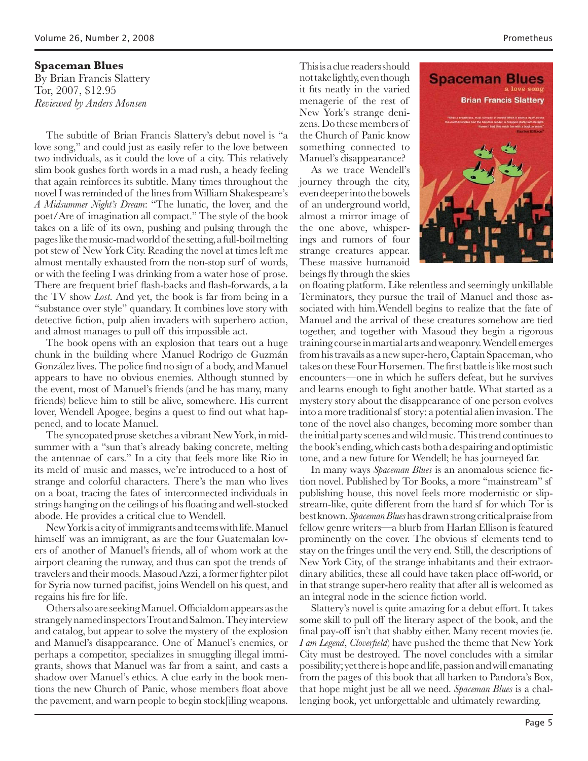**Spaceman Blues**
By Brian Francis Slattery
Tor, 2007, $12.95
*Reviewed by Anders Monsen*

The subtitle of Brian Francis Slattery's debut novel is "a love song," and could just as easily refer to the love between two individuals, as it could the love of a city. This relatively slim book gushes forth words in a mad rush, a heady feeling that again reinforces its subtitle. Many times throughout the novel I was reminded of the lines from William Shakespeare's *A Midsummer Night's Dream*: "The lunatic, the lover, and the poet/Are of imagination all compact." The style of the book takes on a life of its own, pushing and pulsing through the pages like the music-mad world of the setting, a full-boil melting pot stew of New York City. Reading the novel at times left me almost mentally exhausted from the non-stop surf of words, or with the feeling I was drinking from a water hose of prose. There are frequent brief flash-backs and flash-forwards, a la the TV show *Lost*. And yet, the book is far from being in a "substance over style" quandary. It combines love story with detective fiction, pulp alien invaders with superhero action, and almost manages to pull off this impossible act.

The book opens with an explosion that tears out a huge chunk in the building where Manuel Rodrigo de Guzmán González lives. The police find no sign of a body, and Manuel appears to have no obvious enemies. Although stunned by the event, most of Manuel's friends (and he has many, many friends) believe him to still be alive, somewhere. His current lover, Wendell Apogee, begins a quest to find out what happened, and to locate Manuel.

The syncopated prose sketches a vibrant New York, in midsummer with a "sun that's already baking concrete, melting the antennae of cars." In a city that feels more like Rio in its meld of music and masses, we're introduced to a host of strange and colorful characters. There's the man who lives on a boat, tracing the fates of interconnected individuals in strings hanging on the ceilings of his floating and well-stocked abode. He provides a critical clue to Wendell.

New York is a city of immigrants and teems with life. Manuel himself was an immigrant, as are the four Guatemalan lovers of another of Manuel's friends, all of whom work at the airport cleaning the runway, and thus can spot the trends of travelers and their moods. Masoud Azzi, a former fighter pilot for Syria now turned pacifist, joins Wendell on his quest, and regains his fire for life.

Others also are seeking Manuel. Officialdom appears as the strangely named inspectors Trout and Salmon. They interview and catalog, but appear to solve the mystery of the explosion and Manuel's disappearance. One of Manuel's enemies, or perhaps a competitor, specializes in smuggling illegal immigrants, shows that Manuel was far from a saint, and casts a shadow over Manuel's ethics. A clue early in the book mentions the new Church of Panic, whose members float above the pavement, and warn people to begin stock[iling weapons. This is a clue readers should not take lightly, even though it fits neatly in the varied menagerie of the rest of New York's strange denizens. Do these members of the Church of Panic know something connected to Manuel's disappearance?

As we trace Wendell's journey through the city, even deeper into the bowels of an underground world, almost a mirror image of the one above, whisperings and rumors of four strange creatures appear. These massive humanoid beings fly through the skies on floating platform. Like relentless and seemingly unkillable Terminators, they pursue the trail of Manuel and those associated with him. Wendell begins to realize that the fate of Manuel and the arrival of these creatures somehow are tied together, and together with Masoud they begin a rigorous training course in martial arts and weaponry. Wendell emerges from his travails as a new super-hero, Captain Spaceman, who takes on these Four Horsemen. The first battle is like most such encounters—one in which he suffers defeat, but he survives and learns enough to fight another battle. What started as a mystery story about the disappearance of one person evolves into a more traditional sf story: a potential alien invasion. The tone of the novel also changes, becoming more somber than the initial party scenes and wild music. This trend continues to the book's ending, which casts both a despairing and optimistic tone, and a new future for Wendell; he has journeyed far.

In many ways *Spaceman Blues* is an anomalous science fiction novel. Published by Tor Books, a more "mainstream" sf publishing house, this novel feels more modernistic or slipstream-like, quite different from the hard sf for which Tor is best known. *Spaceman Blues* has drawn strong critical praise from fellow genre writers—a blurb from Harlan Ellison is featured prominently on the cover. The obvious sf elements tend to stay on the fringes until the very end. Still, the descriptions of New York City, of the strange inhabitants and their extraordinary abilities, these all could have taken place off-world, or in that strange super-hero reality that after all is welcomed as an integral node in the science fiction world.

Slattery's novel is quite amazing for a debut effort. It takes some skill to pull off the literary aspect of the book, and the final pay-off isn't that shabby either. Many recent movies (ie. *I am Legend*, *Cloverfield*) have pushed the theme that New York City must be destroyed. The novel concludes with a similar possibility; yet there is hope and life, passion and will emanating from the pages of this book that all harken to Pandora's Box, that hope might just be all we need. *Spaceman Blues* is a challenging book, yet unforgettable and ultimately rewarding.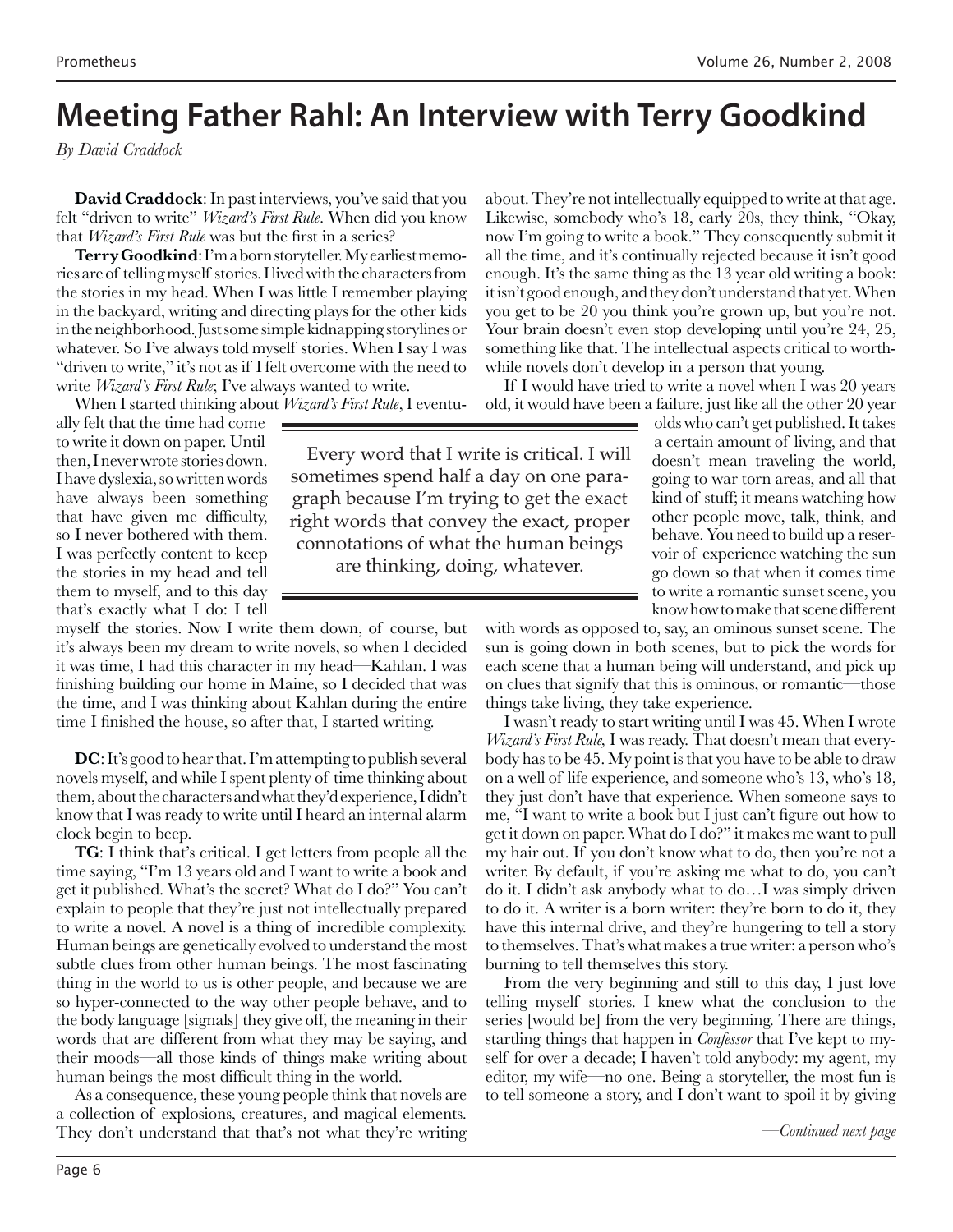# Meeting Father Rahl: An Interview with Terry Goodkind

*By David Craddock*

**David Craddock**: In past interviews, you've said that you felt "driven to write" *Wizard's First Rule*. When did you know that *Wizard's First Rule* was but the first in a series?

**Terry Goodkind**: I'm a born storyteller. My earliest memories are of telling myself stories. I lived with the characters from the stories in my head. When I was little I remember playing in the backyard, writing and directing plays for the other kids in the neighborhood. Just some simple kidnapping storylines or whatever. So I've always told myself stories. When I say I was "driven to write," it's not as if I felt overcome with the need to write *Wizard's First Rule*; I've always wanted to write.

When I started thinking about *Wizard's First Rule*, I eventually felt that the time had come to write it down on paper. Until then, I never wrote stories down. I have dyslexia, so written words have always been something that have given me difficulty, so I never bothered with them. I was perfectly content to keep the stories in my head and tell them to myself, and to this day that's exactly what I do: I tell myself the stories. Now I write them down, of course, but it's always been my dream to write novels, so when I decided it was time, I had this character in my head—Kahlan. I was finishing building our home in Maine, so I decided that was the time, and I was thinking about Kahlan during the entire time I finished the house, so after that, I started writing.

> Every word that I write is critical. I will sometimes spend half a day on one paragraph because I'm trying to get the exact right words that convey the exact, proper connotations of what the human beings are thinking, doing, whatever.

**DC**: It's good to hear that. I'm attempting to publish several novels myself, and while I spent plenty of time thinking about them, about the characters and what they'd experience, I didn't know that I was ready to write until I heard an internal alarm clock begin to beep.

**TG**: I think that's critical. I get letters from people all the time saying, "I'm 13 years old and I want to write a book and get it published. What's the secret? What do I do?" You can't explain to people that they're just not intellectually prepared to write a novel. A novel is a thing of incredible complexity. Human beings are genetically evolved to understand the most subtle clues from other human beings. The most fascinating thing in the world to us is other people, and because we are so hyper-connected to the way other people behave, and to the body language [signals] they give off, the meaning in their words that are different from what they may be saying, and their moods—all those kinds of things make writing about human beings the most difficult thing in the world.

As a consequence, these young people think that novels are a collection of explosions, creatures, and magical elements. They don't understand that that's not what they're writing about. They're not intellectually equipped to write at that age. Likewise, somebody who's 18, early 20s, they think, "Okay, now I'm going to write a book." They consequently submit it all the time, and it's continually rejected because it isn't good enough. It's the same thing as the 13 year old writing a book: it isn't good enough, and they don't understand that yet. When you get to be 20 you think you're grown up, but you're not. Your brain doesn't even stop developing until you're 24, 25, something like that. The intellectual aspects critical to worthwhile novels don't develop in a person that young.

If I would have tried to write a novel when I was 20 years old, it would have been a failure, just like all the other 20 year olds who can't get published. It takes a certain amount of living, and that doesn't mean traveling the world, going to war torn areas, and all that kind of stuff; it means watching how other people move, talk, think, and behave. You need to build up a reservoir of experience watching the sun go down so that when it comes time to write a romantic sunset scene, you know how to make that scene different with words as opposed to, say, an ominous sunset scene. The sun is going down in both scenes, but to pick the words for each scene that a human being will understand, and pick up on clues that signify that this is ominous, or romantic—those things take living, they take experience.

I wasn't ready to start writing until I was 45. When I wrote *Wizard's First Rule,* I was ready. That doesn't mean that everybody has to be 45. My point is that you have to be able to draw on a well of life experience, and someone who's 13, who's 18, they just don't have that experience. When someone says to me, "I want to write a book but I just can't figure out how to get it down on paper. What do I do?" it makes me want to pull my hair out. If you don't know what to do, then you're not a writer. By default, if you're asking me what to do, you can't do it. I didn't ask anybody what to do…I was simply driven to do it. A writer is a born writer: they're born to do it, they have this internal drive, and they're hungering to tell a story to themselves. That's what makes a true writer: a person who's burning to tell themselves this story.

From the very beginning and still to this day, I just love telling myself stories. I knew what the conclusion to the series [would be] from the very beginning. There are things, startling things that happen in *Confessor* that I've kept to myself for over a decade; I haven't told anybody: my agent, my editor, my wife—no one. Being a storyteller, the most fun is to tell someone a story, and I don't want to spoil it by giving

*—Continued next page*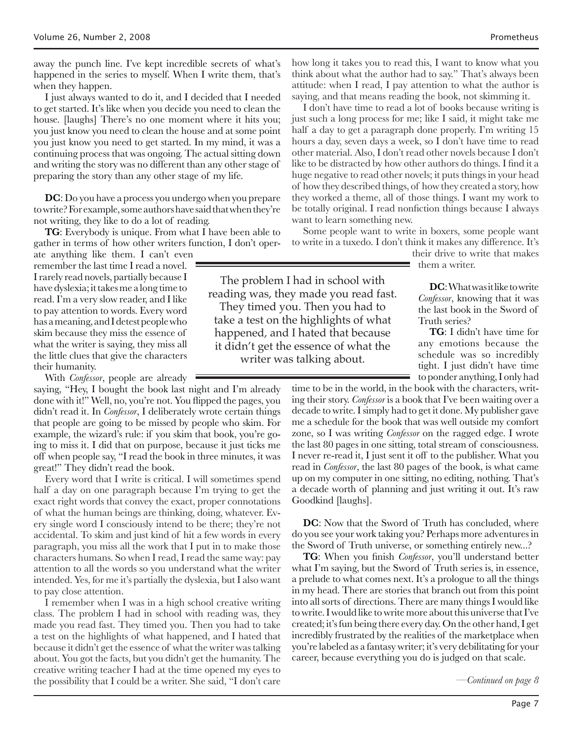away the punch line. I've kept incredible secrets of what's happened in the series to myself. When I write them, that's when they happen.

I just always wanted to do it, and I decided that I needed to get started. It's like when you decide you need to clean the house. [laughs] There's no one moment where it hits you; you just know you need to clean the house and at some point you just know you need to get started. In my mind, it was a continuing process that was ongoing. The actual sitting down and writing the story was no different than any other stage of preparing the story than any other stage of my life.

**DC**: Do you have a process you undergo when you prepare to write? For example, some authors have said that when they're not writing, they like to do a lot of reading.

**TG**: Everybody is unique. From what I have been able to gather in terms of how other writers function, I don't operate anything like them. I can't even remember the last time I read a novel. I rarely read novels, partially because I have dyslexia; it takes me a long time to read. I'm a very slow reader, and I like to pay attention to words. Every word has a meaning, and I detest people who skim because they miss the essence of what the writer is saying, they miss all the little clues that give the characters their humanity.

With *Confessor*, people are already saying, "Hey, I bought the book last night and I'm already done with it!" Well, no, you're not. You flipped the pages, you didn't read it. In *Confessor*, I deliberately wrote certain things that people are going to be missed by people who skim. For example, the wizard's rule: if you skim that book, you're going to miss it. I did that on purpose, because it just ticks me off when people say, "I read the book in three minutes, it was great!" They didn't read the book.

Every word that I write is critical. I will sometimes spend half a day on one paragraph because I'm trying to get the exact right words that convey the exact, proper connotations of what the human beings are thinking, doing, whatever. Every single word I consciously intend to be there; they're not accidental. To skim and just kind of hit a few words in every paragraph, you miss all the work that I put in to make those characters humans. So when I read, I read the same way: pay attention to all the words so you understand what the writer intended. Yes, for me it's partially the dyslexia, but I also want to pay close attention.

I remember when I was in a high school creative writing class. The problem I had in school with reading was, they made you read fast. They timed you. Then you had to take a test on the highlights of what happened, and I hated that because it didn't get the essence of what the writer was talking about. You got the facts, but you didn't get the humanity. The creative writing teacher I had at the time opened my eyes to the possibility that I could be a writer. She said, "I don't care how long it takes you to read this, I want to know what you think about what the author had to say." That's always been attitude: when I read, I pay attention to what the author is saying, and that means reading the book, not skimming it.

> The problem I had in school with reading was, they made you read fast. They timed you. Then you had to take a test on the highlights of what happened, and I hated that because it didn't get the essence of what the writer was talking about.

I don't have time to read a lot of books because writing is just such a long process for me; like I said, it might take me half a day to get a paragraph done properly. I'm writing 15 hours a day, seven days a week, so I don't have time to read other material. Also, I don't read other novels because I don't like to be distracted by how other authors do things. I find it a huge negative to read other novels; it puts things in your head of how they described things, of how they created a story, how they worked a theme, all of those things. I want my work to be totally original. I read nonfiction things because I always want to learn something new.

Some people want to write in boxers, some people want to write in a tuxedo. I don't think it makes any difference. It's their drive to write that makes them a writer.

**DC**: What was it like to write *Confessor*, knowing that it was the last book in the Sword of Truth series?

**TG**: I didn't have time for any emotions because the schedule was so incredibly tight. I just didn't have time to ponder anything, I only had time to be in the world, in the book with the characters, writing their story. *Confessor* is a book that I've been waiting over a decade to write. I simply had to get it done. My publisher gave me a schedule for the book that was well outside my comfort zone, so I was writing *Confessor* on the ragged edge. I wrote the last 80 pages in one sitting, total stream of consciousness. I never re-read it, I just sent it off to the publisher. What you read in *Confessor*, the last 80 pages of the book, is what came up on my computer in one sitting, no editing, nothing. That's a decade worth of planning and just writing it out. It's raw Goodkind [laughs].

**DC**: Now that the Sword of Truth has concluded, where do you see your work taking you? Perhaps more adventures in the Sword of Truth universe, or something entirely new...?

**TG**: When you finish *Confessor*, you'll understand better what I'm saying, but the Sword of Truth series is, in essence, a prelude to what comes next. It's a prologue to all the things in my head. There are stories that branch out from this point into all sorts of directions. There are many things I would like to write. I would like to write more about this universe that I've created; it's fun being there every day. On the other hand, I get incredibly frustrated by the realities of the marketplace when you're labeled as a fantasy writer; it's very debilitating for your career, because everything you do is judged on that scale.

*—Continued on page 8*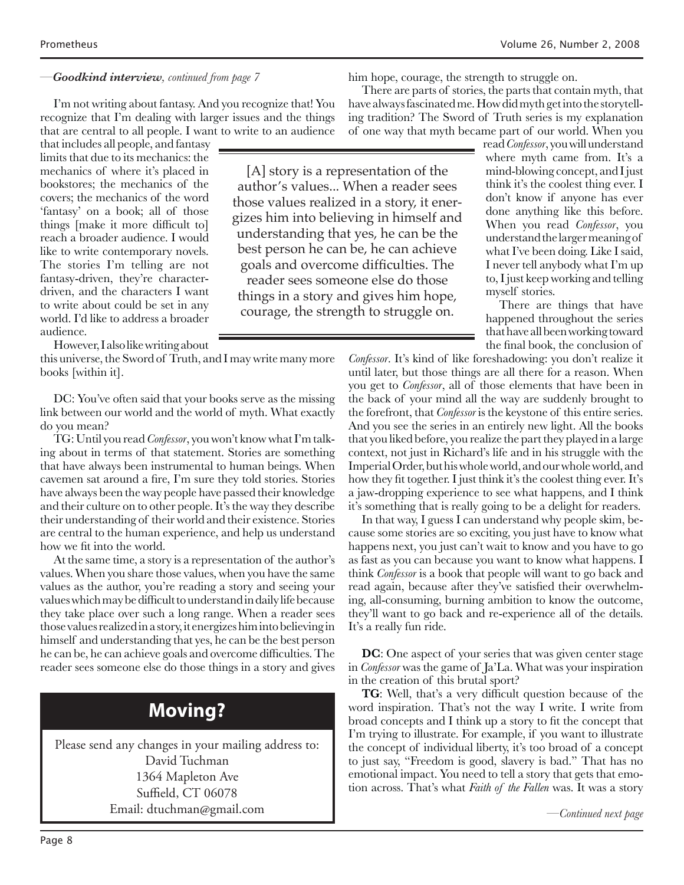—*Goodkind interview, continued from page 7*

I'm not writing about fantasy. And you recognize that! You recognize that I'm dealing with larger issues and the things that are central to all people. I want to write to an audience that includes all people, and fantasy limits that due to its mechanics: the mechanics of where it's placed in bookstores; the mechanics of the covers; the mechanics of the word 'fantasy' on a book; all of those things [make it more difficult to] reach a broader audience. I would like to write contemporary novels. The stories I'm telling are not fantasy-driven, they're character-driven, and the characters I want to write about could be set in any world. I'd like to address a broader audience.

However, I also like writing about this universe, the Sword of Truth, and I may write many more books [within it].

DC: You've often said that your books serve as the missing link between our world and the world of myth. What exactly do you mean?

TG: Until you read *Confessor*, you won't know what I'm talking about in terms of that statement. Stories are something that have always been instrumental to human beings. When cavemen sat around a fire, I'm sure they told stories. Stories have always been the way people have passed their knowledge and their culture on to other people. It's the way they describe their understanding of their world and their existence. Stories are central to the human experience, and help us understand how we fit into the world.

At the same time, a story is a representation of the author's values. When you share those values, when you have the same values as the author, you're reading a story and seeing your values which may be difficult to understand in daily life because they take place over such a long range. When a reader sees those values realized in a story, it energizes him into believing in himself and understanding that yes, he can be the best person he can be, he can achieve goals and overcome difficulties. The reader sees someone else do those things in a story and gives him hope, courage, the strength to struggle on.

> [A] story is a representation of the author's values... When a reader sees those values realized in a story, it energizes him into believing in himself and understanding that yes, he can be the best person he can be, he can achieve goals and overcome difficulties. The reader sees someone else do those things in a story and gives him hope, courage, the strength to struggle on.

There are parts of stories, the parts that contain myth, that have always fascinated me. How did myth get into the storytelling tradition? The Sword of Truth series is my explanation of one way that myth became part of our world. When you read *Confessor*, you will understand where myth came from. It's a mind-blowing concept, and I just think it's the coolest thing ever. I don't know if anyone has ever done anything like this before. When you read *Confessor*, you understand the larger meaning of what I've been doing. Like I said, I never tell anybody what I'm up to, I just keep working and telling myself stories.

There are things that have happened throughout the series that have all been working toward the final book, the conclusion of *Confessor*. It's kind of like foreshadowing: you don't realize it until later, but those things are all there for a reason. When you get to *Confessor*, all of those elements that have been in the back of your mind all the way are suddenly brought to the forefront, that *Confessor* is the keystone of this entire series. And you see the series in an entirely new light. All the books that you liked before, you realize the part they played in a large context, not just in Richard's life and in his struggle with the Imperial Order, but his whole world, and our whole world, and how they fit together. I just think it's the coolest thing ever. It's a jaw-dropping experience to see what happens, and I think it's something that is really going to be a delight for readers.

In that way, I guess I can understand why people skim, because some stories are so exciting, you just have to know what happens next, you just can't wait to know and you have to go as fast as you can because you want to know what happens. I think *Confessor* is a book that people will want to go back and read again, because after they've satisfied their overwhelming, all-consuming, burning ambition to know the outcome, they'll want to go back and re-experience all of the details. It's a really fun ride.

**DC**: One aspect of your series that was given center stage in *Confessor* was the game of Ja'La. What was your inspiration in the creation of this brutal sport?

**TG**: Well, that's a very difficult question because of the word inspiration. That's not the way I write. I write from broad concepts and I think up a story to fit the concept that I'm trying to illustrate. For example, if you want to illustrate the concept of individual liberty, it's too broad of a concept to just say, "Freedom is good, slavery is bad." That has no emotional impact. You need to tell a story that gets that emotion across. That's what *Faith of the Fallen* was. It was a story

—*Continued next page*

## Moving?

Please send any changes in your mailing address to:
David Tuchman
1364 Mapleton Ave
Suffield, CT 06078
Email: dtuchman@gmail.com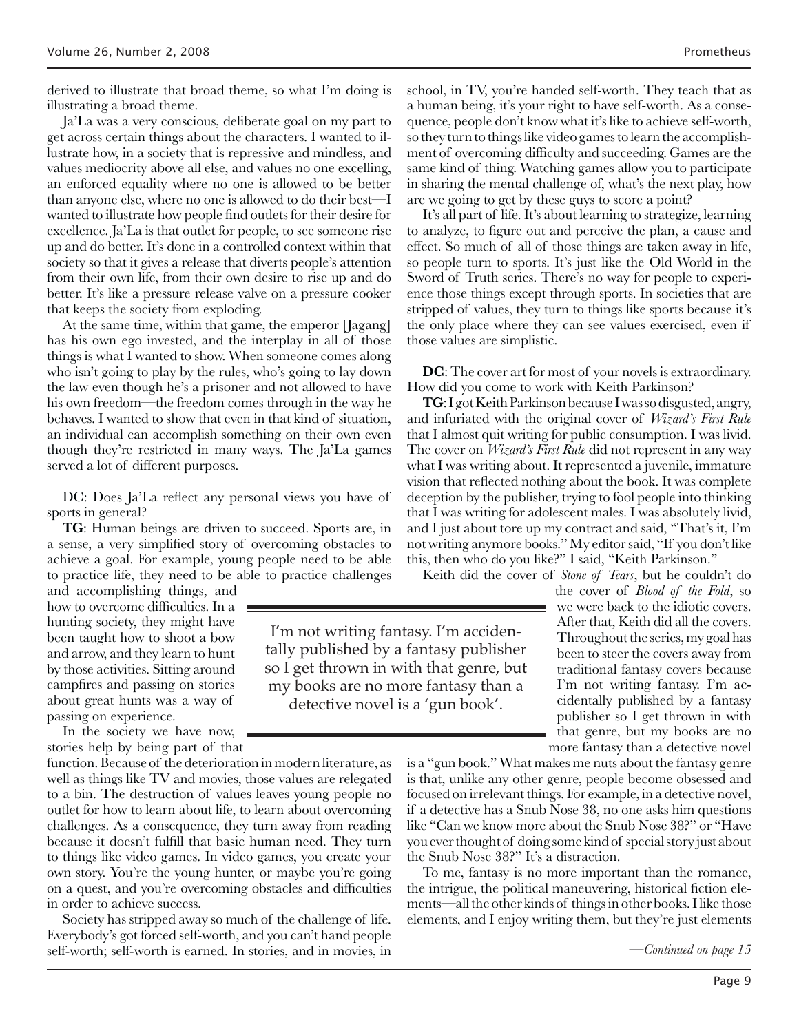derived to illustrate that broad theme, so what I'm doing is illustrating a broad theme.

Ja'La was a very conscious, deliberate goal on my part to get across certain things about the characters. I wanted to illustrate how, in a society that is repressive and mindless, and values mediocrity above all else, and values no one excelling, an enforced equality where no one is allowed to be better than anyone else, where no one is allowed to do their best—I wanted to illustrate how people find outlets for their desire for excellence. Ja'La is that outlet for people, to see someone rise up and do better. It's done in a controlled context within that society so that it gives a release that diverts people's attention from their own life, from their own desire to rise up and do better. It's like a pressure release valve on a pressure cooker that keeps the society from exploding.

At the same time, within that game, the emperor [Jagang] has his own ego invested, and the interplay in all of those things is what I wanted to show. When someone comes along who isn't going to play by the rules, who's going to lay down the law even though he's a prisoner and not allowed to have his own freedom—the freedom comes through in the way he behaves. I wanted to show that even in that kind of situation, an individual can accomplish something on their own even though they're restricted in many ways. The Ja'La games served a lot of different purposes.

DC: Does Ja'La reflect any personal views you have of sports in general?

**TG**: Human beings are driven to succeed. Sports are, in a sense, a very simplified story of overcoming obstacles to achieve a goal. For example, young people need to be able to practice life, they need to be able to practice challenges and accomplishing things, and how to overcome difficulties. In a hunting society, they might have been taught how to shoot a bow and arrow, and they learn to hunt by those activities. Sitting around campfires and passing on stories about great hunts was a way of passing on experience.

In the society we have now, stories help by being part of that function. Because of the deterioration in modern literature, as well as things like TV and movies, those values are relegated to a bin. The destruction of values leaves young people no outlet for how to learn about life, to learn about overcoming challenges. As a consequence, they turn away from reading because it doesn't fulfill that basic human need. They turn to things like video games. In video games, you create your own story. You're the young hunter, or maybe you're going on a quest, and you're overcoming obstacles and difficulties in order to achieve success.

Society has stripped away so much of the challenge of life. Everybody's got forced self-worth, and you can't hand people self-worth; self-worth is earned. In stories, and in movies, in school, in TV, you're handed self-worth. They teach that as a human being, it's your right to have self-worth. As a consequence, people don't know what it's like to achieve self-worth, so they turn to things like video games to learn the accomplishment of overcoming difficulty and succeeding. Games are the same kind of thing. Watching games allow you to participate in sharing the mental challenge of, what's the next play, how are we going to get by these guys to score a point?

It's all part of life. It's about learning to strategize, learning to analyze, to figure out and perceive the plan, a cause and effect. So much of all of those things are taken away in life, so people turn to sports. It's just like the Old World in the Sword of Truth series. There's no way for people to experience those things except through sports. In societies that are stripped of values, they turn to things like sports because it's the only place where they can see values exercised, even if those values are simplistic.

**DC**: The cover art for most of your novels is extraordinary. How did you come to work with Keith Parkinson?

**TG**: I got Keith Parkinson because I was so disgusted, angry, and infuriated with the original cover of *Wizard's First Rule* that I almost quit writing for public consumption. I was livid. The cover on *Wizard's First Rule* did not represent in any way what I was writing about. It represented a juvenile, immature vision that reflected nothing about the book. It was complete deception by the publisher, trying to fool people into thinking that I was writing for adolescent males. I was absolutely livid, and I just about tore up my contract and said, "That's it, I'm not writing anymore books." My editor said, "If you don't like this, then who do you like?" I said, "Keith Parkinson."

Keith did the cover of *Stone of Tears*, but he couldn't do the cover of *Blood of the Fold*, so we were back to the idiotic covers. After that, Keith did all the covers. Throughout the series, my goal has been to steer the covers away from traditional fantasy covers because I'm not writing fantasy. I'm accidentally published by a fantasy publisher so I get thrown in with that genre, but my books are no more fantasy than a detective novel is a "gun book." What makes me nuts about the fantasy genre is that, unlike any other genre, people become obsessed and focused on irrelevant things. For example, in a detective novel, if a detective has a Snub Nose 38, no one asks him questions like "Can we know more about the Snub Nose 38?" or "Have you ever thought of doing some kind of special story just about the Snub Nose 38?" It's a distraction.

> I'm not writing fantasy. I'm accidentally published by a fantasy publisher so I get thrown in with that genre, but my books are no more fantasy than a detective novel is a 'gun book'.

To me, fantasy is no more important than the romance, the intrigue, the political maneuvering, historical fiction elements—all the other kinds of things in other books. I like those elements, and I enjoy writing them, but they're just elements

*—Continued on page 15*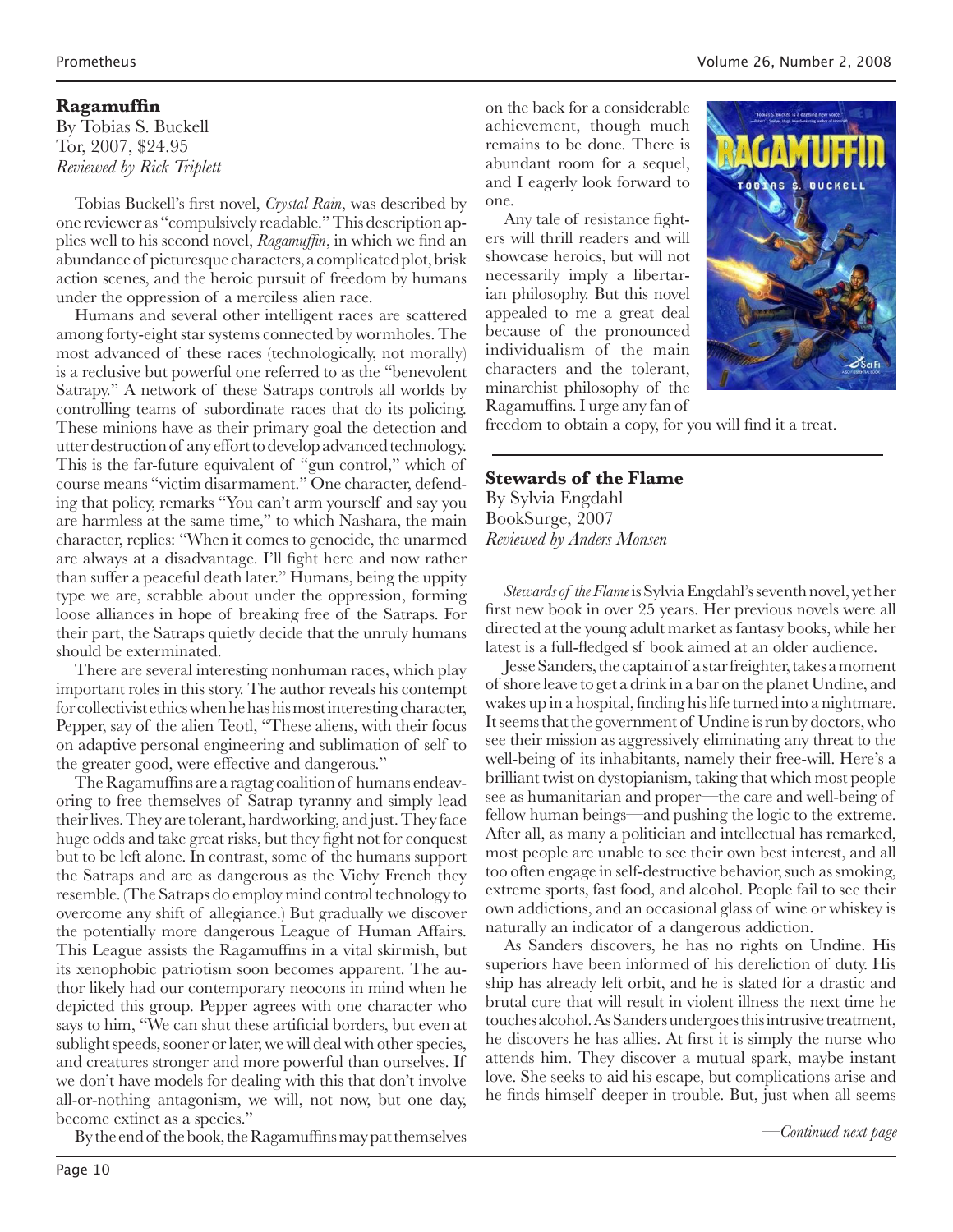### Ragamuffin

By Tobias S. Buckell
Tor, 2007, $24.95
*Reviewed by Rick Triplett*

Tobias Buckell's first novel, *Crystal Rain*, was described by one reviewer as "compulsively readable." This description applies well to his second novel, *Ragamuffin*, in which we find an abundance of picturesque characters, a complicated plot, brisk action scenes, and the heroic pursuit of freedom by humans under the oppression of a merciless alien race.

Humans and several other intelligent races are scattered among forty-eight star systems connected by wormholes. The most advanced of these races (technologically, not morally) is a reclusive but powerful one referred to as the "benevolent Satrapy." A network of these Satraps controls all worlds by controlling teams of subordinate races that do its policing. These minions have as their primary goal the detection and utter destruction of any effort to develop advanced technology. This is the far-future equivalent of "gun control," which of course means "victim disarmament." One character, defending that policy, remarks "You can't arm yourself and say you are harmless at the same time," to which Nashara, the main character, replies: "When it comes to genocide, the unarmed are always at a disadvantage. I'll fight here and now rather than suffer a peaceful death later." Humans, being the uppity type we are, scrabble about under the oppression, forming loose alliances in hope of breaking free of the Satraps. For their part, the Satraps quietly decide that the unruly humans should be exterminated.

There are several interesting nonhuman races, which play important roles in this story. The author reveals his contempt for collectivist ethics when he has his most interesting character, Pepper, say of the alien Teotl, "These aliens, with their focus on adaptive personal engineering and sublimation of self to the greater good, were effective and dangerous."

The Ragamuffins are a ragtag coalition of humans endeavoring to free themselves of Satrap tyranny and simply lead their lives. They are tolerant, hardworking, and just. They face huge odds and take great risks, but they fight not for conquest but to be left alone. In contrast, some of the humans support the Satraps and are as dangerous as the Vichy French they resemble. (The Satraps do employ mind control technology to overcome any shift of allegiance.) But gradually we discover the potentially more dangerous League of Human Affairs. This League assists the Ragamuffins in a vital skirmish, but its xenophobic patriotism soon becomes apparent. The author likely had our contemporary neocons in mind when he depicted this group. Pepper agrees with one character who says to him, "We can shut these artificial borders, but even at sublight speeds, sooner or later, we will deal with other species, and creatures stronger and more powerful than ourselves. If we don't have models for dealing with this that don't involve all-or-nothing antagonism, we will, not now, but one day, become extinct as a species."

By the end of the book, the Ragamuffins may pat themselves on the back for a considerable achievement, though much remains to be done. There is abundant room for a sequel, and I eagerly look forward to one.

Any tale of resistance fighters will thrill readers and will showcase heroics, but will not necessarily imply a libertarian philosophy. But this novel appealed to me a great deal because of the pronounced individualism of the main characters and the tolerant, minarchist philosophy of the Ragamuffins. I urge any fan of freedom to obtain a copy, for you will find it a treat.

---

### Stewards of the Flame

By Sylvia Engdahl
BookSurge, 2007
*Reviewed by Anders Monsen*

*Stewards of the Flame* is Sylvia Engdahl's seventh novel, yet her first new book in over 25 years. Her previous novels were all directed at the young adult market as fantasy books, while her latest is a full-fledged sf book aimed at an older audience.

Jesse Sanders, the captain of a star freighter, takes a moment of shore leave to get a drink in a bar on the planet Undine, and wakes up in a hospital, finding his life turned into a nightmare. It seems that the government of Undine is run by doctors, who see their mission as aggressively eliminating any threat to the well-being of its inhabitants, namely their free-will. Here's a brilliant twist on dystopianism, taking that which most people see as humanitarian and proper—the care and well-being of fellow human beings—and pushing the logic to the extreme. After all, as many a politician and intellectual has remarked, most people are unable to see their own best interest, and all too often engage in self-destructive behavior, such as smoking, extreme sports, fast food, and alcohol. People fail to see their own addictions, and an occasional glass of wine or whiskey is naturally an indicator of a dangerous addiction.

As Sanders discovers, he has no rights on Undine. His superiors have been informed of his dereliction of duty. His ship has already left orbit, and he is slated for a drastic and brutal cure that will result in violent illness the next time he touches alcohol. As Sanders undergoes this intrusive treatment, he discovers he has allies. At first it is simply the nurse who attends him. They discover a mutual spark, maybe instant love. She seeks to aid his escape, but complications arise and he finds himself deeper in trouble. But, just when all seems

*—Continued next page*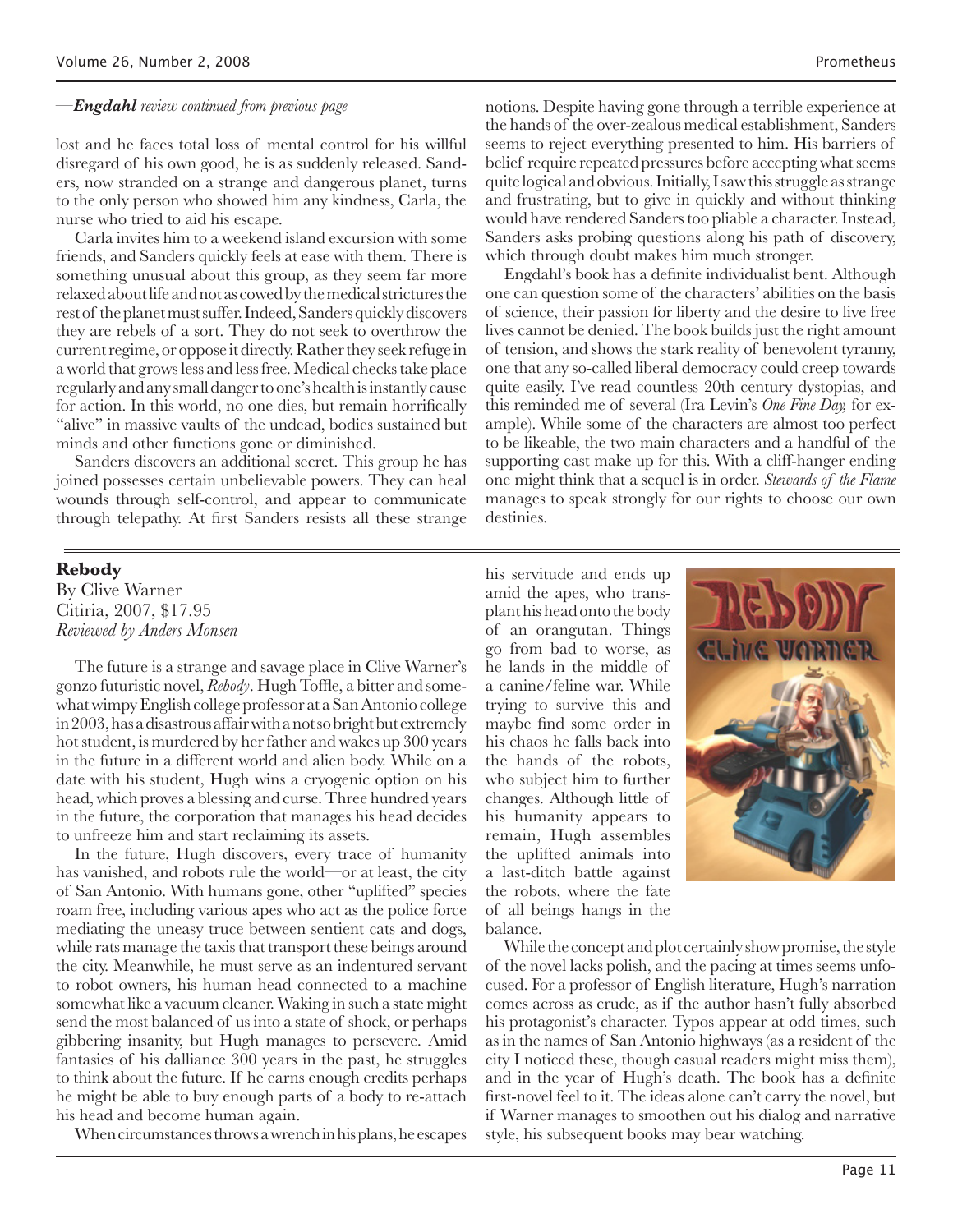—***Engdahl*** *review continued from previous page*

lost and he faces total loss of mental control for his willful disregard of his own good, he is as suddenly released. Sanders, now stranded on a strange and dangerous planet, turns to the only person who showed him any kindness, Carla, the nurse who tried to aid his escape.

Carla invites him to a weekend island excursion with some friends, and Sanders quickly feels at ease with them. There is something unusual about this group, as they seem far more relaxed about life and not as cowed by the medical strictures the rest of the planet must suffer. Indeed, Sanders quickly discovers they are rebels of a sort. They do not seek to overthrow the current regime, or oppose it directly. Rather they seek refuge in a world that grows less and less free. Medical checks take place regularly and any small danger to one's health is instantly cause for action. In this world, no one dies, but remain horrifically "alive" in massive vaults of the undead, bodies sustained but minds and other functions gone or diminished.

Sanders discovers an additional secret. This group he has joined possesses certain unbelievable powers. They can heal wounds through self-control, and appear to communicate through telepathy. At first Sanders resists all these strange notions. Despite having gone through a terrible experience at the hands of the over-zealous medical establishment, Sanders seems to reject everything presented to him. His barriers of belief require repeated pressures before accepting what seems quite logical and obvious. Initially, I saw this struggle as strange and frustrating, but to give in quickly and without thinking would have rendered Sanders too pliable a character. Instead, Sanders asks probing questions along his path of discovery, which through doubt makes him much stronger.

Engdahl's book has a definite individualist bent. Although one can question some of the characters' abilities on the basis of science, their passion for liberty and the desire to live free lives cannot be denied. The book builds just the right amount of tension, and shows the stark reality of benevolent tyranny, one that any so-called liberal democracy could creep towards quite easily. I've read countless 20th century dystopias, and this reminded me of several (Ira Levin's *One Fine Day,* for example). While some of the characters are almost too perfect to be likeable, the two main characters and a handful of the supporting cast make up for this. With a cliff-hanger ending one might think that a sequel is in order. *Stewards of the Flame* manages to speak strongly for our rights to choose our own destinies.

---

## Rebody

By Clive Warner
Citiria, 2007, $17.95
*Reviewed by Anders Monsen*

The future is a strange and savage place in Clive Warner's gonzo futuristic novel, *Rebody*. Hugh Toffle, a bitter and somewhat wimpy English college professor at a San Antonio college in 2003, has a disastrous affair with a not so bright but extremely hot student, is murdered by her father and wakes up 300 years in the future in a different world and alien body. While on a date with his student, Hugh wins a cryogenic option on his head, which proves a blessing and curse. Three hundred years in the future, the corporation that manages his head decides to unfreeze him and start reclaiming its assets.

In the future, Hugh discovers, every trace of humanity has vanished, and robots rule the world—or at least, the city of San Antonio. With humans gone, other "uplifted" species roam free, including various apes who act as the police force mediating the uneasy truce between sentient cats and dogs, while rats manage the taxis that transport these beings around the city. Meanwhile, he must serve as an indentured servant to robot owners, his human head connected to a machine somewhat like a vacuum cleaner. Waking in such a state might send the most balanced of us into a state of shock, or perhaps gibbering insanity, but Hugh manages to persevere. Amid fantasies of his dalliance 300 years in the past, he struggles to think about the future. If he earns enough credits perhaps he might be able to buy enough parts of a body to re-attach his head and become human again.

When circumstances throws a wrench in his plans, he escapes his servitude and ends up amid the apes, who transplant his head onto the body of an orangutan. Things go from bad to worse, as he lands in the middle of a canine/feline war. While trying to survive this and maybe find some order in his chaos he falls back into the hands of the robots, who subject him to further changes. Although little of his humanity appears to remain, Hugh assembles the uplifted animals into a last-ditch battle against the robots, where the fate of all beings hangs in the balance.

While the concept and plot certainly show promise, the style of the novel lacks polish, and the pacing at times seems unfocused. For a professor of English literature, Hugh's narration comes across as crude, as if the author hasn't fully absorbed his protagonist's character. Typos appear at odd times, such as in the names of San Antonio highways (as a resident of the city I noticed these, though casual readers might miss them), and in the year of Hugh's death. The book has a definite first-novel feel to it. The ideas alone can't carry the novel, but if Warner manages to smoothen out his dialog and narrative style, his subsequent books may bear watching.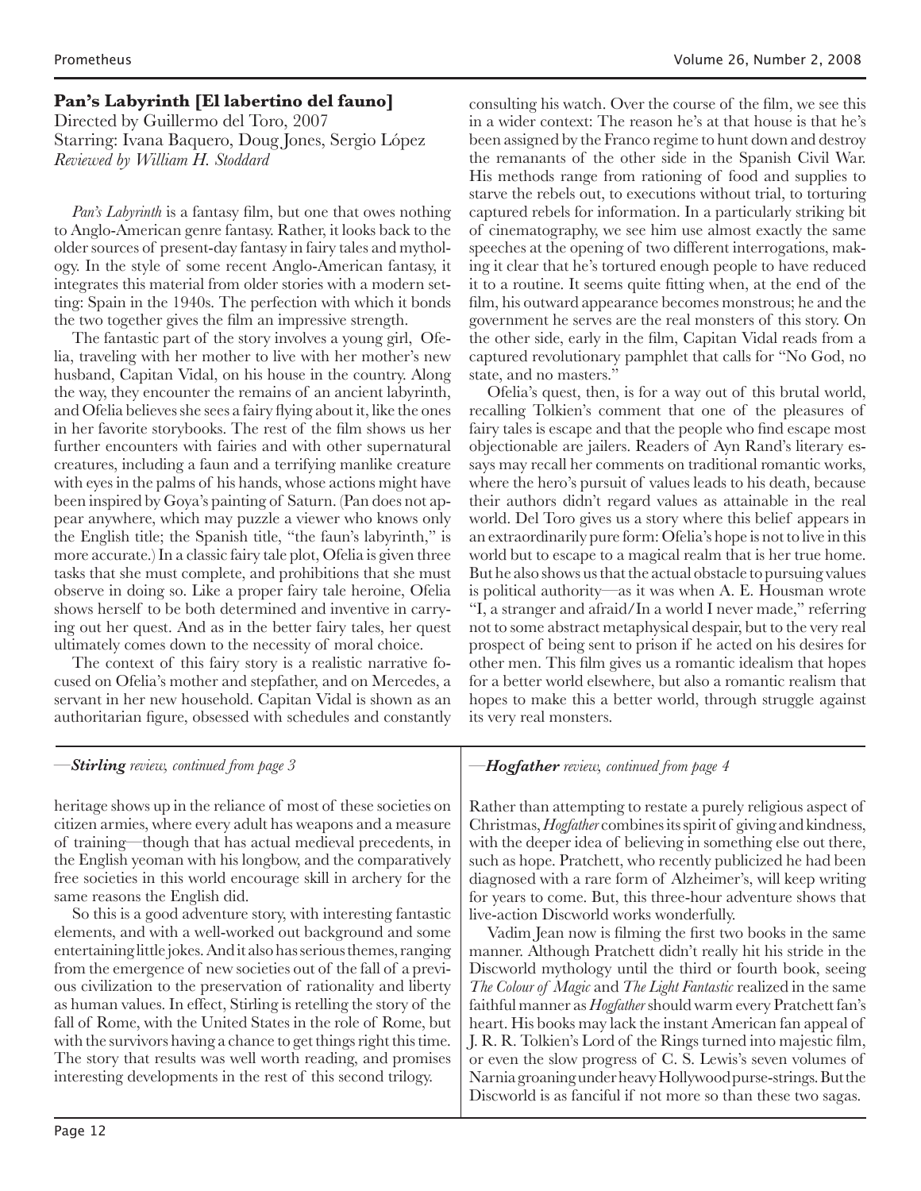## Pan's Labyrinth [El labertino del fauno]

Directed by Guillermo del Toro, 2007
Starring: Ivana Baquero, Doug Jones, Sergio López
*Reviewed by William H. Stoddard*

*Pan's Labyrinth* is a fantasy film, but one that owes nothing to Anglo-American genre fantasy. Rather, it looks back to the older sources of present-day fantasy in fairy tales and mythology. In the style of some recent Anglo-American fantasy, it integrates this material from older stories with a modern setting: Spain in the 1940s. The perfection with which it bonds the two together gives the film an impressive strength.

The fantastic part of the story involves a young girl, Ofelia, traveling with her mother to live with her mother's new husband, Capitan Vidal, on his house in the country. Along the way, they encounter the remains of an ancient labyrinth, and Ofelia believes she sees a fairy flying about it, like the ones in her favorite storybooks. The rest of the film shows us her further encounters with fairies and with other supernatural creatures, including a faun and a terrifying manlike creature with eyes in the palms of his hands, whose actions might have been inspired by Goya's painting of Saturn. (Pan does not appear anywhere, which may puzzle a viewer who knows only the English title; the Spanish title, "the faun's labyrinth," is more accurate.) In a classic fairy tale plot, Ofelia is given three tasks that she must complete, and prohibitions that she must observe in doing so. Like a proper fairy tale heroine, Ofelia shows herself to be both determined and inventive in carrying out her quest. And as in the better fairy tales, her quest ultimately comes down to the necessity of moral choice.

The context of this fairy story is a realistic narrative focused on Ofelia's mother and stepfather, and on Mercedes, a servant in her new household. Capitan Vidal is shown as an authoritarian figure, obsessed with schedules and constantly consulting his watch. Over the course of the film, we see this in a wider context: The reason he's at that house is that he's been assigned by the Franco regime to hunt down and destroy the remanants of the other side in the Spanish Civil War. His methods range from rationing of food and supplies to starve the rebels out, to executions without trial, to torturing captured rebels for information. In a particularly striking bit of cinematography, we see him use almost exactly the same speeches at the opening of two different interrogations, making it clear that he's tortured enough people to have reduced it to a routine. It seems quite fitting when, at the end of the film, his outward appearance becomes monstrous; he and the government he serves are the real monsters of this story. On the other side, early in the film, Capitan Vidal reads from a captured revolutionary pamphlet that calls for "No God, no state, and no masters."

Ofelia's quest, then, is for a way out of this brutal world, recalling Tolkien's comment that one of the pleasures of fairy tales is escape and that the people who find escape most objectionable are jailers. Readers of Ayn Rand's literary essays may recall her comments on traditional romantic works, where the hero's pursuit of values leads to his death, because their authors didn't regard values as attainable in the real world. Del Toro gives us a story where this belief appears in an extraordinarily pure form: Ofelia's hope is not to live in this world but to escape to a magical realm that is her true home. But he also shows us that the actual obstacle to pursuing values is political authority—as it was when A. E. Housman wrote "I, a stranger and afraid/In a world I never made," referring not to some abstract metaphysical despair, but to the very real prospect of being sent to prison if he acted on his desires for other men. This film gives us a romantic idealism that hopes for a better world elsewhere, but also a romantic realism that hopes to make this a better world, through struggle against its very real monsters.

—***Stirling*** *review, continued from page 3*

heritage shows up in the reliance of most of these societies on citizen armies, where every adult has weapons and a measure of training—though that has actual medieval precedents, in the English yeoman with his longbow, and the comparatively free societies in this world encourage skill in archery for the same reasons the English did.

So this is a good adventure story, with interesting fantastic elements, and with a well-worked out background and some entertaining little jokes. And it also has serious themes, ranging from the emergence of new societies out of the fall of a previous civilization to the preservation of rationality and liberty as human values. In effect, Stirling is retelling the story of the fall of Rome, with the United States in the role of Rome, but with the survivors having a chance to get things right this time. The story that results was well worth reading, and promises interesting developments in the rest of this second trilogy.

—***Hogfather*** *review, continued from page 4*

Rather than attempting to restate a purely religious aspect of Christmas, *Hogfather* combines its spirit of giving and kindness, with the deeper idea of believing in something else out there, such as hope. Pratchett, who recently publicized he had been diagnosed with a rare form of Alzheimer's, will keep writing for years to come. But, this three-hour adventure shows that live-action Discworld works wonderfully.

Vadim Jean now is filming the first two books in the same manner. Although Pratchett didn't really hit his stride in the Discworld mythology until the third or fourth book, seeing *The Colour of Magic* and *The Light Fantastic* realized in the same faithful manner as *Hogfather* should warm every Pratchett fan's heart. His books may lack the instant American fan appeal of J. R. R. Tolkien's Lord of the Rings turned into majestic film, or even the slow progress of C. S. Lewis's seven volumes of Narnia groaning under heavy Hollywood purse-strings. But the Discworld is as fanciful if not more so than these two sagas.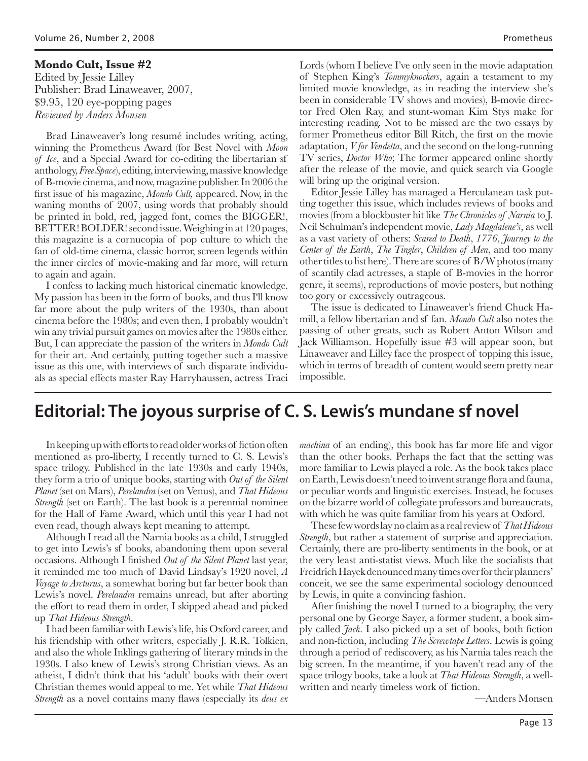**Mondo Cult, Issue #2**
Edited by Jessie Lilley
Publisher: Brad Linaweaver, 2007,
$9.95, 120 eye-popping pages
*Reviewed by Anders Monsen*

Brad Linaweaver's long resumé includes writing, acting, winning the Prometheus Award (for Best Novel with *Moon of Ice*, and a Special Award for co-editing the libertarian sf anthology, *Free Space*), editing, interviewing, massive knowledge of B-movie cinema, and now, magazine publisher. In 2006 the first issue of his magazine, *Mondo Cult*, appeared. Now, in the waning months of 2007, using words that probably should be printed in bold, red, jagged font, comes the BIGGER!, BETTER! BOLDER! second issue. Weighing in at 120 pages, this magazine is a cornucopia of pop culture to which the fan of old-time cinema, classic horror, screen legends within the inner circles of movie-making and far more, will return to again and again.

I confess to lacking much historical cinematic knowledge. My passion has been in the form of books, and thus I'll know far more about the pulp writers of the 1930s, than about cinema before the 1980s; and even then, I probably wouldn't win any trivial pursuit games on movies after the 1980s either. But, I can appreciate the passion of the writers in *Mondo Cult* for their art. And certainly, putting together such a massive issue as this one, with interviews of such disparate individuals as special effects master Ray Harryhaussen, actress Traci Lords (whom I believe I've only seen in the movie adaptation of Stephen King's *Tommyknockers*, again a testament to my limited movie knowledge, as in reading the interview she's been in considerable TV shows and movies), B-movie director Fred Olen Ray, and stunt-woman Kim Stys make for interesting reading. Not to be missed are the two essays by former Prometheus editor Bill Ritch, the first on the movie adaptation, *V for Vendetta*, and the second on the long-running TV series, *Doctor Who*; The former appeared online shortly after the release of the movie, and quick search via Google will bring up the original version.

Editor Jessie Lilley has managed a Herculanean task putting together this issue, which includes reviews of books and movies (from a blockbuster hit like *The Chronicles of Narnia* to J. Neil Schulman's independent movie, *Lady Magdalene's*, as well as a vast variety of others: *Scared to Death*, *1776*, *Journey to the Center of the Earth*, *The Tingler*, *Children of Men*, and too many other titles to list here). There are scores of B/W photos (many of scantily clad actresses, a staple of B-movies in the horror genre, it seems), reproductions of movie posters, but nothing too gory or excessively outrageous.

The issue is dedicated to Linaweaver's friend Chuck Hamill, a fellow libertarian and sf fan. *Mondo Cult* also notes the passing of other greats, such as Robert Anton Wilson and Jack Williamson. Hopefully issue #3 will appear soon, but Linaweaver and Lilley face the prospect of topping this issue, which in terms of breadth of content would seem pretty near impossible.

## Editorial: The joyous surprise of C. S. Lewis's mundane sf novel

In keeping up with efforts to read older works of fiction often mentioned as pro-liberty, I recently turned to C. S. Lewis's space trilogy. Published in the late 1930s and early 1940s, they form a trio of unique books, starting with *Out of the Silent Planet* (set on Mars), *Perelandra* (set on Venus), and *That Hideous Strength* (set on Earth). The last book is a perennial nominee for the Hall of Fame Award, which until this year I had not even read, though always kept meaning to attempt.

Although I read all the Narnia books as a child, I struggled to get into Lewis's sf books, abandoning them upon several occasions. Although I finished *Out of the Silent Planet* last year, it reminded me too much of David Lindsay's 1920 novel, *A Voyage to Arcturus*, a somewhat boring but far better book than Lewis's novel. *Perelandra* remains unread, but after aborting the effort to read them in order, I skipped ahead and picked up *That Hideous Strength*.

I had been familiar with Lewis's life, his Oxford career, and his friendship with other writers, especially J. R.R. Tolkien, and also the whole Inklings gathering of literary minds in the 1930s. I also knew of Lewis's strong Christian views. As an atheist, I didn't think that his 'adult' books with their overt Christian themes would appeal to me. Yet while *That Hideous Strength* as a novel contains many flaws (especially its *deus ex machina* of an ending), this book has far more life and vigor than the other books. Perhaps the fact that the setting was more familiar to Lewis played a role. As the book takes place on Earth, Lewis doesn't need to invent strange flora and fauna, or peculiar words and linguistic exercises. Instead, he focuses on the bizarre world of collegiate professors and bureaucrats, with which he was quite familiar from his years at Oxford.

These few words lay no claim as a real review of *That Hideous Strength*, but rather a statement of surprise and appreciation. Certainly, there are pro-liberty sentiments in the book, or at the very least anti-statist views. Much like the socialists that Freidrich Hayek denounced many times over for their planners' conceit, we see the same experimental sociology denounced by Lewis, in quite a convincing fashion.

After finishing the novel I turned to a biography, the very personal one by George Sayer, a former student, a book simply called *Jack*. I also picked up a set of books, both fiction and non-fiction, including *The Screwtape Letters*. Lewis is going through a period of rediscovery, as his Narnia tales reach the big screen. In the meantime, if you haven't read any of the space trilogy books, take a look at *That Hideous Strength*, a well-written and nearly timeless work of fiction.

—Anders Monsen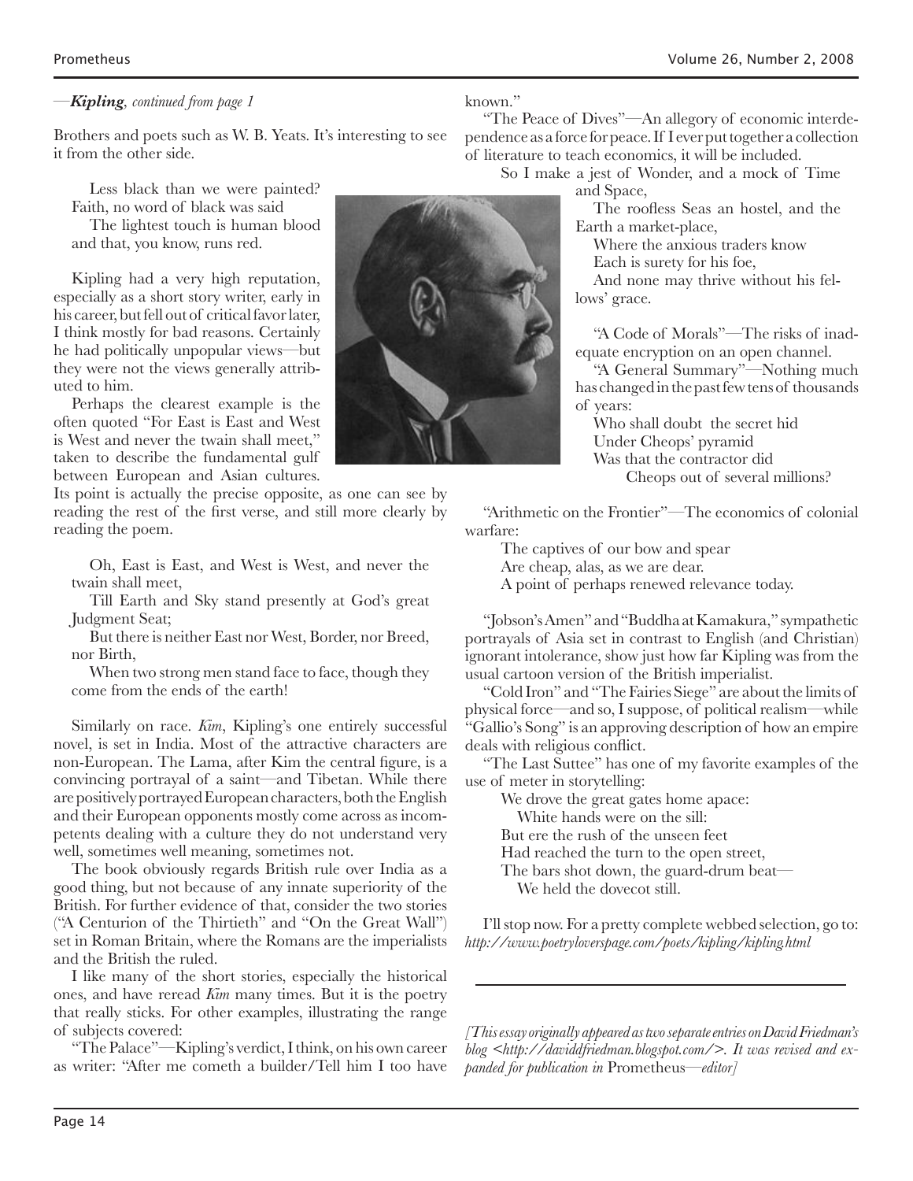—*Kipling, continued from page 1*

Brothers and poets such as W. B. Yeats. It's interesting to see it from the other side.

> Less black than we were painted? Faith, no word of black was said
> The lightest touch is human blood and that, you know, runs red.

Kipling had a very high reputation, especially as a short story writer, early in his career, but fell out of critical favor later, I think mostly for bad reasons. Certainly he had politically unpopular views—but they were not the views generally attributed to him.

Perhaps the clearest example is the often quoted "For East is East and West is West and never the twain shall meet," taken to describe the fundamental gulf between European and Asian cultures. Its point is actually the precise opposite, as one can see by reading the rest of the first verse, and still more clearly by reading the poem.

> Oh, East is East, and West is West, and never the twain shall meet,
> Till Earth and Sky stand presently at God's great Judgment Seat;
> But there is neither East nor West, Border, nor Breed, nor Birth,
> When two strong men stand face to face, though they come from the ends of the earth!

Similarly on race. *Kim*, Kipling's one entirely successful novel, is set in India. Most of the attractive characters are non-European. The Lama, after Kim the central figure, is a convincing portrayal of a saint—and Tibetan. While there are positively portrayed European characters, both the English and their European opponents mostly come across as incompetents dealing with a culture they do not understand very well, sometimes well meaning, sometimes not.

The book obviously regards British rule over India as a good thing, but not because of any innate superiority of the British. For further evidence of that, consider the two stories ("A Centurion of the Thirtieth" and "On the Great Wall") set in Roman Britain, where the Romans are the imperialists and the British the ruled.

I like many of the short stories, especially the historical ones, and have reread *Kim* many times. But it is the poetry that really sticks. For other examples, illustrating the range of subjects covered:

"The Palace"—Kipling's verdict, I think, on his own career as writer: "After me cometh a builder/Tell him I too have known."

"The Peace of Dives"—An allegory of economic interdependence as a force for peace. If I ever put together a collection of literature to teach economics, it will be included.

> So I make a jest of Wonder, and a mock of Time and Space,
> The roofless Seas an hostel, and the Earth a market-place,
> Where the anxious traders know
> Each is surety for his foe,
> And none may thrive without his fellows' grace.

"A Code of Morals"—The risks of inadequate encryption on an open channel.

"A General Summary"—Nothing much has changed in the past few tens of thousands of years:

> Who shall doubt the secret hid
> Under Cheops' pyramid
> Was that the contractor did
> Cheops out of several millions?

"Arithmetic on the Frontier"—The economics of colonial warfare:

> The captives of our bow and spear
> Are cheap, alas, as we are dear.
> A point of perhaps renewed relevance today.

"Jobson's Amen" and "Buddha at Kamakura," sympathetic portrayals of Asia set in contrast to English (and Christian) ignorant intolerance, show just how far Kipling was from the usual cartoon version of the British imperialist.

"Cold Iron" and "The Fairies Siege" are about the limits of physical force—and so, I suppose, of political realism—while "Gallio's Song" is an approving description of how an empire deals with religious conflict.

"The Last Suttee" has one of my favorite examples of the use of meter in storytelling:

> We drove the great gates home apace:
> White hands were on the sill:
> But ere the rush of the unseen feet
> Had reached the turn to the open street,
> The bars shot down, the guard-drum beat—
> We held the dovecot still.

I'll stop now. For a pretty complete webbed selection, go to: *http://www.poetryloverspage.com/poets/kipling/kipling.html*

---

*[This essay originally appeared as two separate entries on David Friedman's blog <http://daviddfriedman.blogspot.com/>. It was revised and expanded for publication in* Prometheus*—editor]*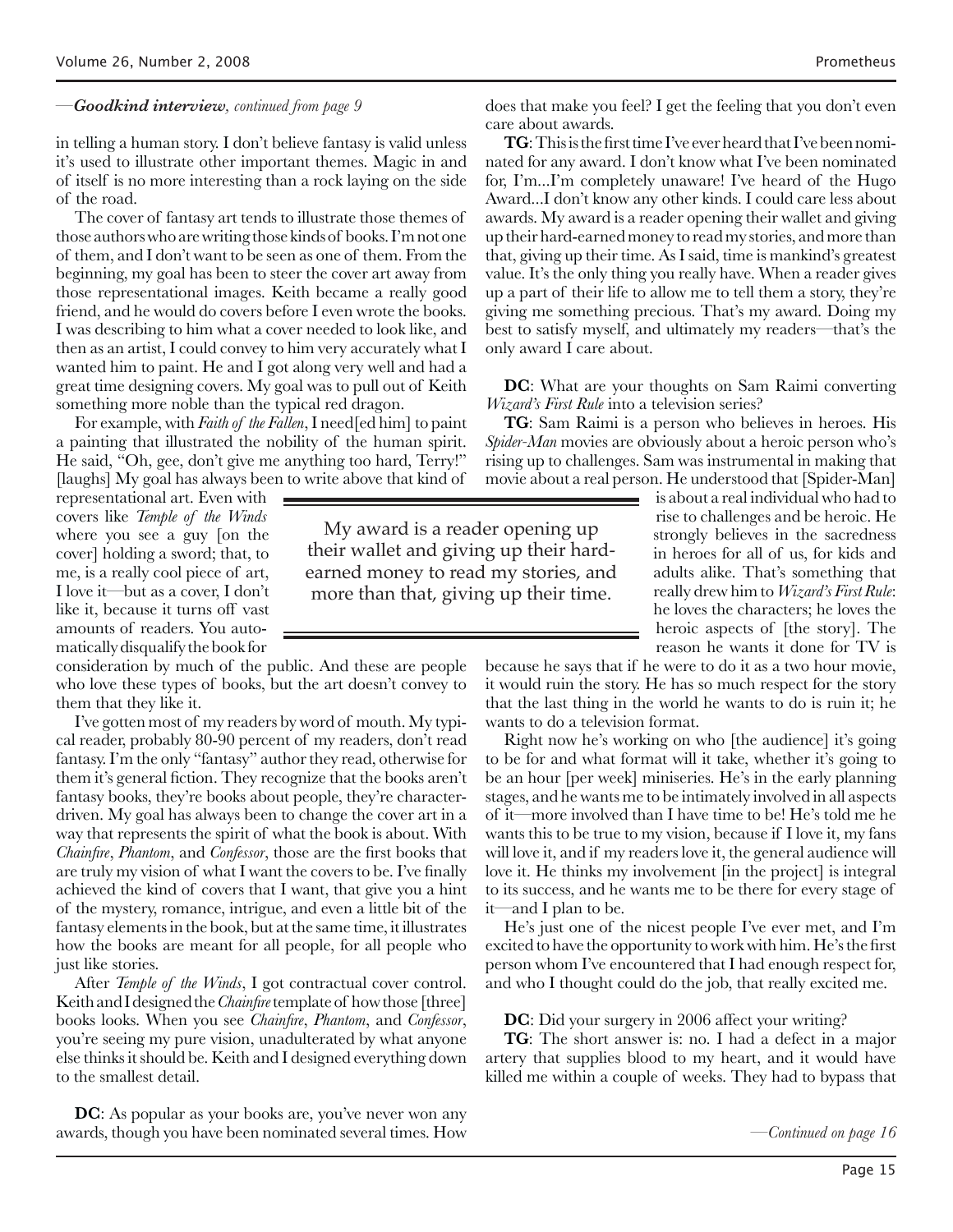—*Goodkind interview, continued from page 9*

in telling a human story. I don't believe fantasy is valid unless it's used to illustrate other important themes. Magic in and of itself is no more interesting than a rock laying on the side of the road.

The cover of fantasy art tends to illustrate those themes of those authors who are writing those kinds of books. I'm not one of them, and I don't want to be seen as one of them. From the beginning, my goal has been to steer the cover art away from those representational images. Keith became a really good friend, and he would do covers before I even wrote the books. I was describing to him what a cover needed to look like, and then as an artist, I could convey to him very accurately what I wanted him to paint. He and I got along very well and had a great time designing covers. My goal was to pull out of Keith something more noble than the typical red dragon.

For example, with *Faith of the Fallen*, I need[ed him] to paint a painting that illustrated the nobility of the human spirit. He said, "Oh, gee, don't give me anything too hard, Terry!" [laughs] My goal has always been to write above that kind of representational art. Even with covers like *Temple of the Winds* where you see a guy [on the cover] holding a sword; that, to me, is a really cool piece of art, I love it—but as a cover, I don't like it, because it turns off vast amounts of readers. You automatically disqualify the book for consideration by much of the public. And these are people who love these types of books, but the art doesn't convey to them that they like it.

> My award is a reader opening up their wallet and giving up their hard-earned money to read my stories, and more than that, giving up their time.

I've gotten most of my readers by word of mouth. My typical reader, probably 80-90 percent of my readers, don't read fantasy. I'm the only "fantasy" author they read, otherwise for them it's general fiction. They recognize that the books aren't fantasy books, they're books about people, they're character-driven. My goal has always been to change the cover art in a way that represents the spirit of what the book is about. With *Chainfire*, *Phantom*, and *Confessor*, those are the first books that are truly my vision of what I want the covers to be. I've finally achieved the kind of covers that I want, that give you a hint of the mystery, romance, intrigue, and even a little bit of the fantasy elements in the book, but at the same time, it illustrates how the books are meant for all people, for all people who just like stories.

After *Temple of the Winds*, I got contractual cover control. Keith and I designed the *Chainfire* template of how those [three] books looks. When you see *Chainfire*, *Phantom*, and *Confessor*, you're seeing my pure vision, unadulterated by what anyone else thinks it should be. Keith and I designed everything down to the smallest detail.

**DC**: As popular as your books are, you've never won any awards, though you have been nominated several times. How does that make you feel? I get the feeling that you don't even care about awards.

**TG**: This is the first time I've ever heard that I've been nominated for any award. I don't know what I've been nominated for, I'm...I'm completely unaware! I've heard of the Hugo Award...I don't know any other kinds. I could care less about awards. My award is a reader opening their wallet and giving up their hard-earned money to read my stories, and more than that, giving up their time. As I said, time is mankind's greatest value. It's the only thing you really have. When a reader gives up a part of their life to allow me to tell them a story, they're giving me something precious. That's my award. Doing my best to satisfy myself, and ultimately my readers—that's the only award I care about.

**DC**: What are your thoughts on Sam Raimi converting *Wizard's First Rule* into a television series?

**TG**: Sam Raimi is a person who believes in heroes. His *Spider-Man* movies are obviously about a heroic person who's rising up to challenges. Sam was instrumental in making that movie about a real person. He understood that [Spider-Man] is about a real individual who had to rise to challenges and be heroic. He strongly believes in the sacredness in heroes for all of us, for kids and adults alike. That's something that really drew him to *Wizard's First Rule*: he loves the characters; he loves the heroic aspects of [the story]. The reason he wants it done for TV is because he says that if he were to do it as a two hour movie, it would ruin the story. He has so much respect for the story that the last thing in the world he wants to do is ruin it; he wants to do a television format.

Right now he's working on who [the audience] it's going to be for and what format will it take, whether it's going to be an hour [per week] miniseries. He's in the early planning stages, and he wants me to be intimately involved in all aspects of it—more involved than I have time to be! He's told me he wants this to be true to my vision, because if I love it, my fans will love it, and if my readers love it, the general audience will love it. He thinks my involvement [in the project] is integral to its success, and he wants me to be there for every stage of it—and I plan to be.

He's just one of the nicest people I've ever met, and I'm excited to have the opportunity to work with him. He's the first person whom I've encountered that I had enough respect for, and who I thought could do the job, that really excited me.

**DC**: Did your surgery in 2006 affect your writing?

**TG**: The short answer is: no. I had a defect in a major artery that supplies blood to my heart, and it would have killed me within a couple of weeks. They had to bypass that

—*Continued on page 16*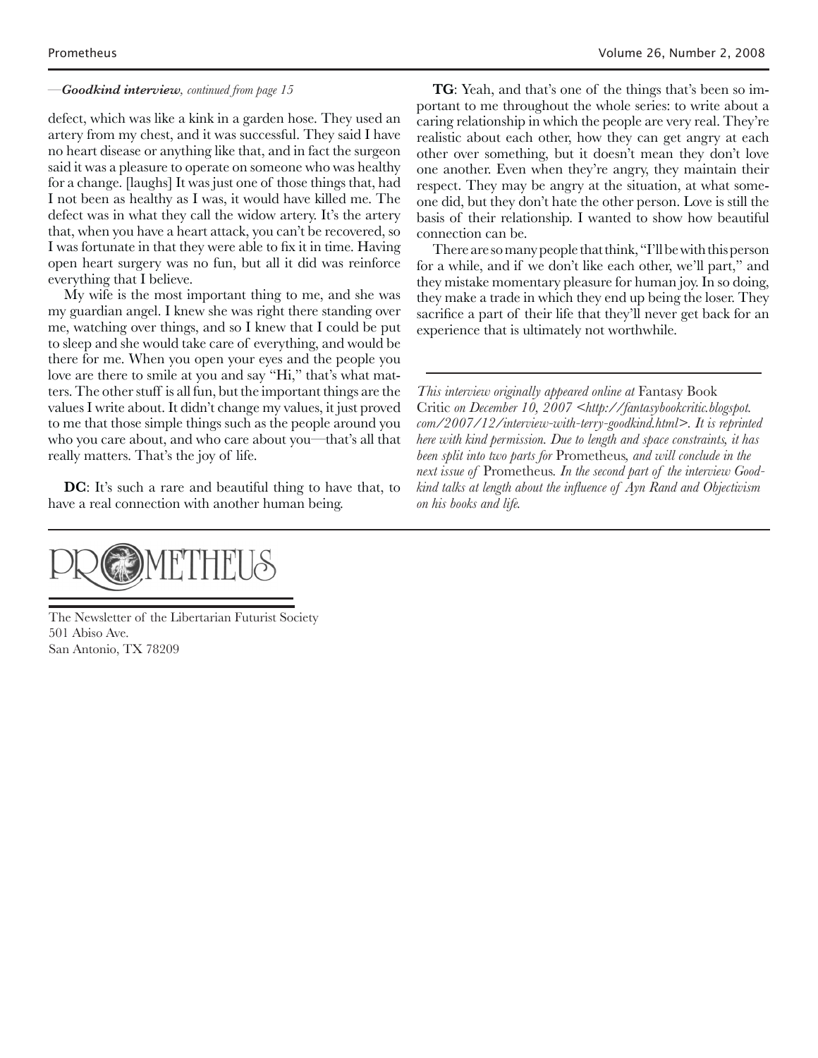—***Goodkind interview****, continued from page 15*

defect, which was like a kink in a garden hose. They used an artery from my chest, and it was successful. They said I have no heart disease or anything like that, and in fact the surgeon said it was a pleasure to operate on someone who was healthy for a change. [laughs] It was just one of those things that, had I not been as healthy as I was, it would have killed me. The defect was in what they call the widow artery. It's the artery that, when you have a heart attack, you can't be recovered, so I was fortunate in that they were able to fix it in time. Having open heart surgery was no fun, but all it did was reinforce everything that I believe.

My wife is the most important thing to me, and she was my guardian angel. I knew she was right there standing over me, watching over things, and so I knew that I could be put to sleep and she would take care of everything, and would be there for me. When you open your eyes and the people you love are there to smile at you and say "Hi," that's what matters. The other stuff is all fun, but the important things are the values I write about. It didn't change my values, it just proved to me that those simple things such as the people around you who you care about, and who care about you—that's all that really matters. That's the joy of life.

**DC**: It's such a rare and beautiful thing to have that, to have a real connection with another human being.

**TG**: Yeah, and that's one of the things that's been so important to me throughout the whole series: to write about a caring relationship in which the people are very real. They're realistic about each other, how they can get angry at each other over something, but it doesn't mean they don't love one another. Even when they're angry, they maintain their respect. They may be angry at the situation, at what someone did, but they don't hate the other person. Love is still the basis of their relationship. I wanted to show how beautiful connection can be.

There are so many people that think, "I'll be with this person for a while, and if we don't like each other, we'll part," and they mistake momentary pleasure for human joy. In so doing, they make a trade in which they end up being the loser. They sacrifice a part of their life that they'll never get back for an experience that is ultimately not worthwhile.

---

*This interview originally appeared online at* Fantasy Book Critic *on December 10, 2007 <http://fantasybookcritic.blogspot.com/2007/12/interview-with-terry-goodkind.html>. It is reprinted here with kind permission. Due to length and space constraints, it has been split into two parts for* Prometheus*, and will conclude in the next issue of* Prometheus*. In the second part of the interview Goodkind talks at length about the influence of Ayn Rand and Objectivism on his books and life.*

---

PROMETHEUS

The Newsletter of the Libertarian Futurist Society
501 Abiso Ave.
San Antonio, TX 78209